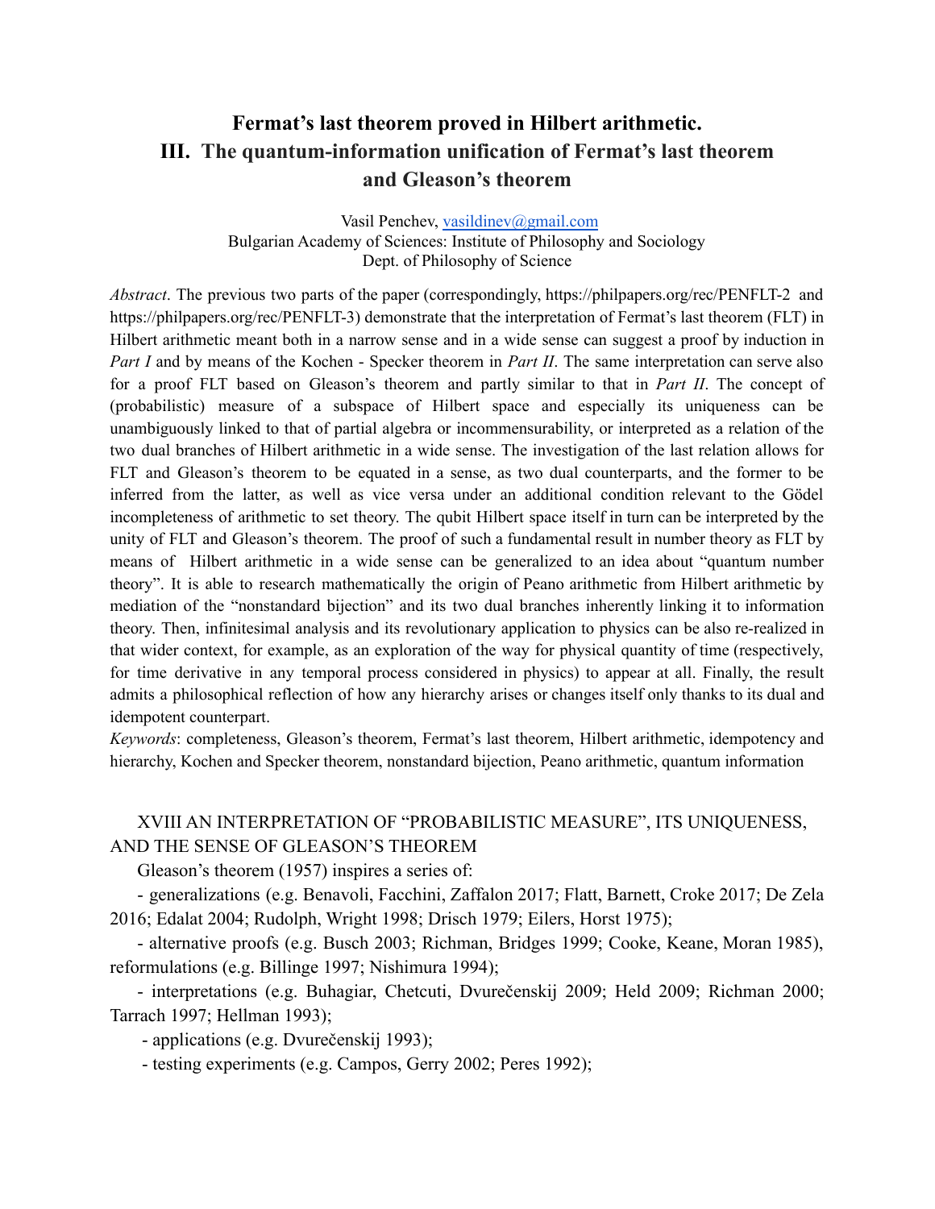# Fermat's last theorem proved in Hilbert arithmetic.
# III. The quantum-information unification of Fermat's last theorem and Gleason's theorem

Vasil Penchev, vasildinev@gmail.com
Bulgarian Academy of Sciences: Institute of Philosophy and Sociology
Dept. of Philosophy of Science

*Abstract*. The previous two parts of the paper (correspondingly, https://philpapers.org/rec/PENFLT-2 and https://philpapers.org/rec/PENFLT-3) demonstrate that the interpretation of Fermat's last theorem (FLT) in Hilbert arithmetic meant both in a narrow sense and in a wide sense can suggest a proof by induction in *Part I* and by means of the Kochen - Specker theorem in *Part II*. The same interpretation can serve also for a proof FLT based on Gleason's theorem and partly similar to that in *Part II*. The concept of (probabilistic) measure of a subspace of Hilbert space and especially its uniqueness can be unambiguously linked to that of partial algebra or incommensurability, or interpreted as a relation of the two dual branches of Hilbert arithmetic in a wide sense. The investigation of the last relation allows for FLT and Gleason's theorem to be equated in a sense, as two dual counterparts, and the former to be inferred from the latter, as well as vice versa under an additional condition relevant to the Gödel incompleteness of arithmetic to set theory. The qubit Hilbert space itself in turn can be interpreted by the unity of FLT and Gleason's theorem. The proof of such a fundamental result in number theory as FLT by means of Hilbert arithmetic in a wide sense can be generalized to an idea about "quantum number theory". It is able to research mathematically the origin of Peano arithmetic from Hilbert arithmetic by mediation of the "nonstandard bijection" and its two dual branches inherently linking it to information theory. Then, infinitesimal analysis and its revolutionary application to physics can be also re-realized in that wider context, for example, as an exploration of the way for physical quantity of time (respectively, for time derivative in any temporal process considered in physics) to appear at all. Finally, the result admits a philosophical reflection of how any hierarchy arises or changes itself only thanks to its dual and idempotent counterpart.

*Keywords*: completeness, Gleason's theorem, Fermat's last theorem, Hilbert arithmetic, idempotency and hierarchy, Kochen and Specker theorem, nonstandard bijection, Peano arithmetic, quantum information

## XVIII AN INTERPRETATION OF "PROBABILISTIC MEASURE", ITS UNIQUENESS, AND THE SENSE OF GLEASON'S THEOREM

Gleason's theorem (1957) inspires a series of:

- generalizations (e.g. Benavoli, Facchini, Zaffalon 2017; Flatt, Barnett, Croke 2017; De Zela 2016; Edalat 2004; Rudolph, Wright 1998; Drisch 1979; Eilers, Horst 1975);
- alternative proofs (e.g. Busch 2003; Richman, Bridges 1999; Cooke, Keane, Moran 1985), reformulations (e.g. Billinge 1997; Nishimura 1994);
- interpretations (e.g. Buhagiar, Chetcuti, Dvurečenskij 2009; Held 2009; Richman 2000; Tarrach 1997; Hellman 1993);
- applications (e.g. Dvurečenskij 1993);
- testing experiments (e.g. Campos, Gerry 2002; Peres 1992);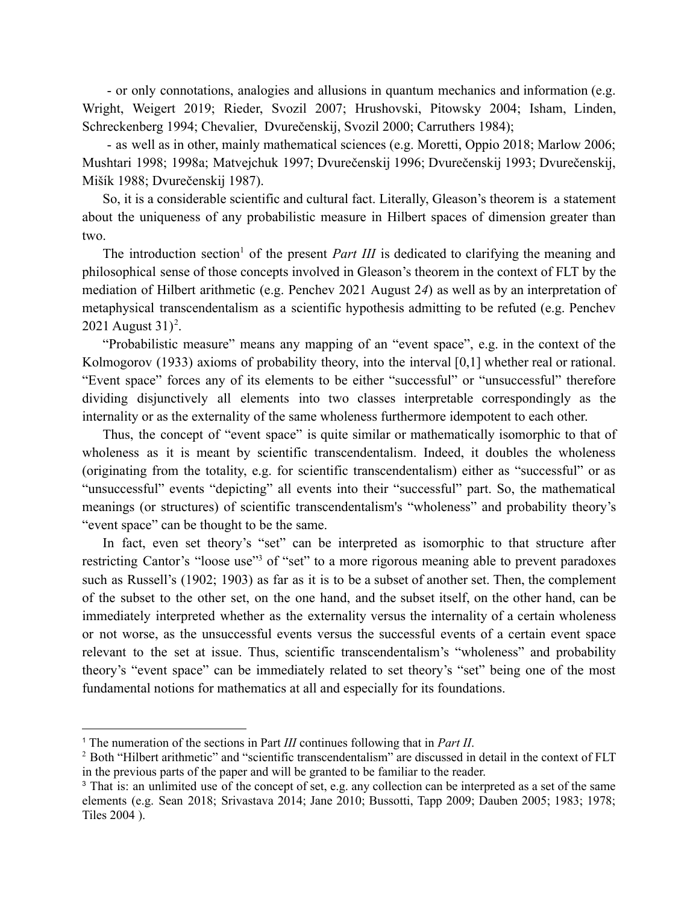- or only connotations, analogies and allusions in quantum mechanics and information (e.g. Wright, Weigert 2019; Rieder, Svozil 2007; Hrushovski, Pitowsky 2004; Isham, Linden, Schreckenberg 1994; Chevalier, Dvurečenskij, Svozil 2000; Carruthers 1984);

- as well as in other, mainly mathematical sciences (e.g. Moretti, Oppio 2018; Marlow 2006; Mushtari 1998; 1998a; Matvejchuk 1997; Dvurečenskij 1996; Dvurečenskij 1993; Dvurečenskij, Mišík 1988; Dvurečenskij 1987).

So, it is a considerable scientific and cultural fact. Literally, Gleason's theorem is a statement about the uniqueness of any probabilistic measure in Hilbert spaces of dimension greater than two.

The introduction section[1] of the present *Part III* is dedicated to clarifying the meaning and philosophical sense of those concepts involved in Gleason's theorem in the context of FLT by the mediation of Hilbert arithmetic (e.g. Penchev 2021 August 2*4*) as well as by an interpretation of metaphysical transcendentalism as a scientific hypothesis admitting to be refuted (e.g. Penchev 2021 August 31)[2].

"Probabilistic measure" means any mapping of an "event space", e.g. in the context of the Kolmogorov (1933) axioms of probability theory, into the interval [0,1] whether real or rational. "Event space" forces any of its elements to be either "successful" or "unsuccessful" therefore dividing disjunctively all elements into two classes interpretable correspondingly as the internality or as the externality of the same wholeness furthermore idempotent to each other.

Thus, the concept of "event space" is quite similar or mathematically isomorphic to that of wholeness as it is meant by scientific transcendentalism. Indeed, it doubles the wholeness (originating from the totality, e.g. for scientific transcendentalism) either as "successful" or as "unsuccessful" events "depicting" all events into their "successful" part. So, the mathematical meanings (or structures) of scientific transcendentalism's "wholeness" and probability theory's "event space" can be thought to be the same.

In fact, even set theory's "set" can be interpreted as isomorphic to that structure after restricting Cantor's "loose use"[3] of "set" to a more rigorous meaning able to prevent paradoxes such as Russell's (1902; 1903) as far as it is to be a subset of another set. Then, the complement of the subset to the other set, on the one hand, and the subset itself, on the other hand, can be immediately interpreted whether as the externality versus the internality of a certain wholeness or not worse, as the unsuccessful events versus the successful events of a certain event space relevant to the set at issue. Thus, scientific transcendentalism's "wholeness" and probability theory's "event space" can be immediately related to set theory's "set" being one of the most fundamental notions for mathematics at all and especially for its foundations.

---

[1] The numeration of the sections in Part *III* continues following that in *Part II*.

[2] Both "Hilbert arithmetic" and "scientific transcendentalism" are discussed in detail in the context of FLT in the previous parts of the paper and will be granted to be familiar to the reader.

[3] That is: an unlimited use of the concept of set, e.g. any collection can be interpreted as a set of the same elements (e.g. Sean 2018; Srivastava 2014; Jane 2010; Bussotti, Tapp 2009; Dauben 2005; 1983; 1978; Tiles 2004 ).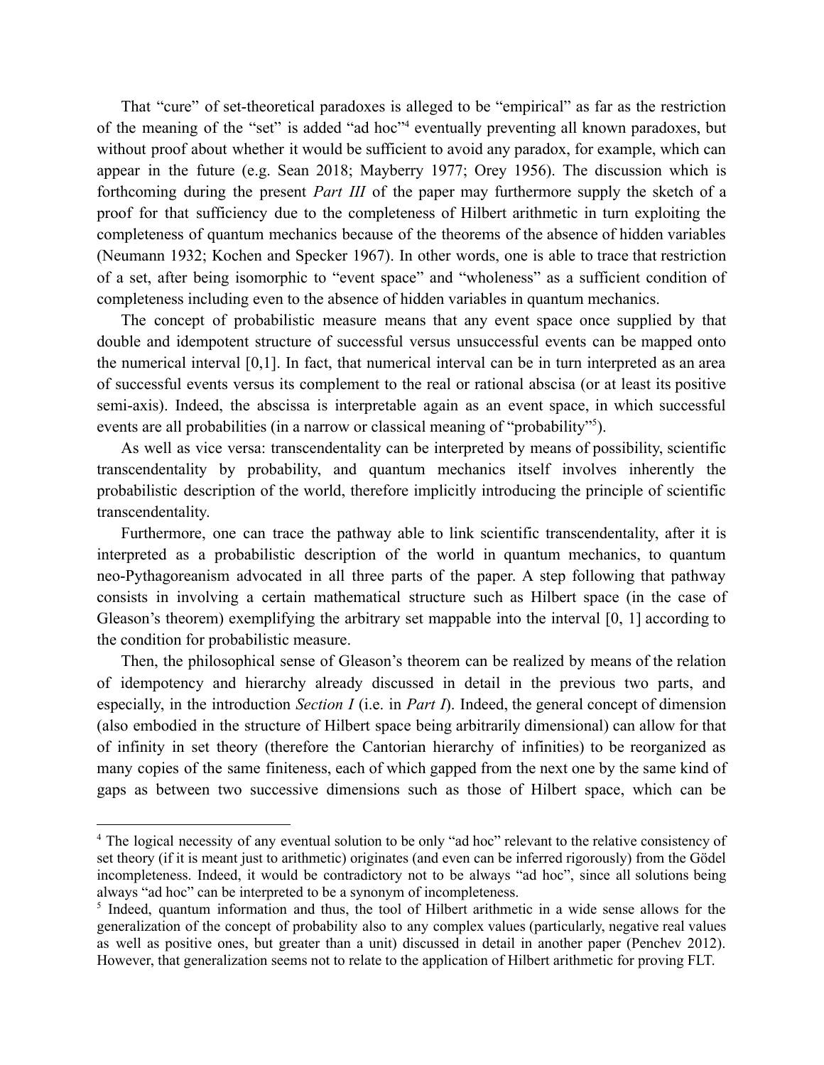That "cure" of set-theoretical paradoxes is alleged to be "empirical" as far as the restriction of the meaning of the "set" is added "ad hoc"[4] eventually preventing all known paradoxes, but without proof about whether it would be sufficient to avoid any paradox, for example, which can appear in the future (e.g. Sean 2018; Mayberry 1977; Orey 1956). The discussion which is forthcoming during the present *Part III* of the paper may furthermore supply the sketch of a proof for that sufficiency due to the completeness of Hilbert arithmetic in turn exploiting the completeness of quantum mechanics because of the theorems of the absence of hidden variables (Neumann 1932; Kochen and Specker 1967). In other words, one is able to trace that restriction of a set, after being isomorphic to "event space" and "wholeness" as a sufficient condition of completeness including even to the absence of hidden variables in quantum mechanics.

The concept of probabilistic measure means that any event space once supplied by that double and idempotent structure of successful versus unsuccessful events can be mapped onto the numerical interval [0,1]. In fact, that numerical interval can be in turn interpreted as an area of successful events versus its complement to the real or rational abscisa (or at least its positive semi-axis). Indeed, the abscissa is interpretable again as an event space, in which successful events are all probabilities (in a narrow or classical meaning of "probability"[5]).

As well as vice versa: transcendentality can be interpreted by means of possibility, scientific transcendentality by probability, and quantum mechanics itself involves inherently the probabilistic description of the world, therefore implicitly introducing the principle of scientific transcendentality.

Furthermore, one can trace the pathway able to link scientific transcendentality, after it is interpreted as a probabilistic description of the world in quantum mechanics, to quantum neo-Pythagoreanism advocated in all three parts of the paper. A step following that pathway consists in involving a certain mathematical structure such as Hilbert space (in the case of Gleason's theorem) exemplifying the arbitrary set mappable into the interval [0, 1] according to the condition for probabilistic measure.

Then, the philosophical sense of Gleason's theorem can be realized by means of the relation of idempotency and hierarchy already discussed in detail in the previous two parts, and especially, in the introduction *Section I* (i.e. in *Part I*). Indeed, the general concept of dimension (also embodied in the structure of Hilbert space being arbitrarily dimensional) can allow for that of infinity in set theory (therefore the Cantorian hierarchy of infinities) to be reorganized as many copies of the same finiteness, each of which gapped from the next one by the same kind of gaps as between two successive dimensions such as those of Hilbert space, which can be

[4] The logical necessity of any eventual solution to be only "ad hoc" relevant to the relative consistency of set theory (if it is meant just to arithmetic) originates (and even can be inferred rigorously) from the Gödel incompleteness. Indeed, it would be contradictory not to be always "ad hoc", since all solutions being always "ad hoc" can be interpreted to be a synonym of incompleteness.

[5] Indeed, quantum information and thus, the tool of Hilbert arithmetic in a wide sense allows for the generalization of the concept of probability also to any complex values (particularly, negative real values as well as positive ones, but greater than a unit) discussed in detail in another paper (Penchev 2012). However, that generalization seems not to relate to the application of Hilbert arithmetic for proving FLT.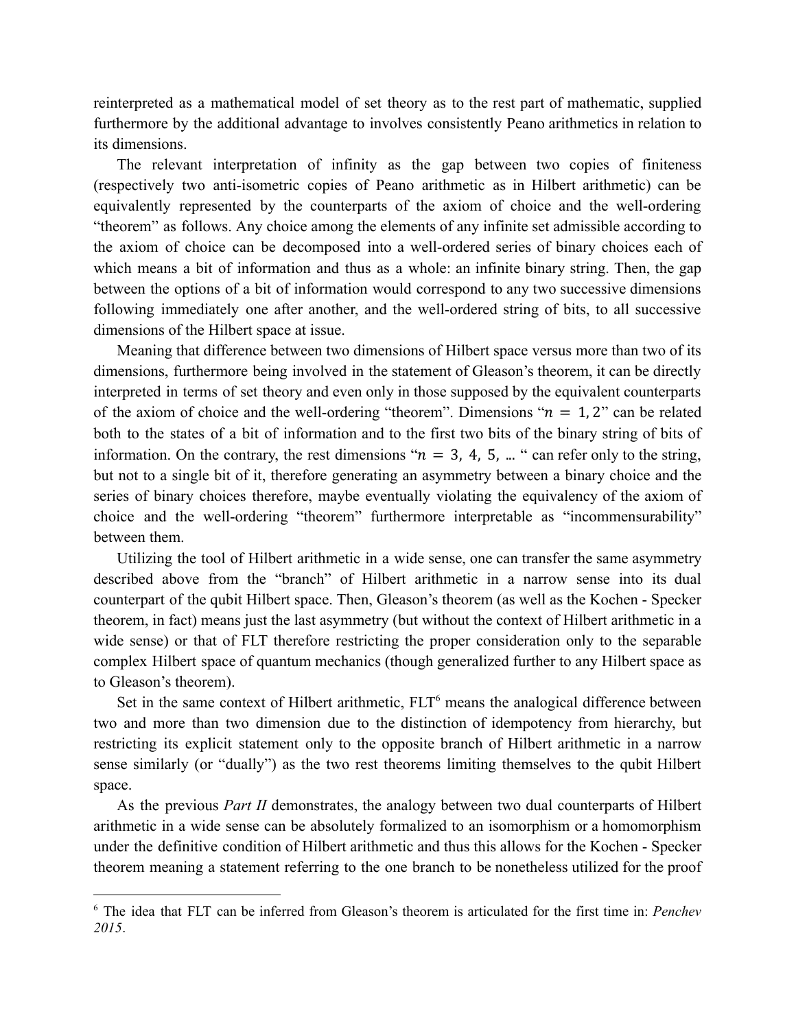reinterpreted as a mathematical model of set theory as to the rest part of mathematic, supplied furthermore by the additional advantage to involves consistently Peano arithmetics in relation to its dimensions.

The relevant interpretation of infinity as the gap between two copies of finiteness (respectively two anti-isometric copies of Peano arithmetic as in Hilbert arithmetic) can be equivalently represented by the counterparts of the axiom of choice and the well-ordering "theorem" as follows. Any choice among the elements of any infinite set admissible according to the axiom of choice can be decomposed into a well-ordered series of binary choices each of which means a bit of information and thus as a whole: an infinite binary string. Then, the gap between the options of a bit of information would correspond to any two successive dimensions following immediately one after another, and the well-ordered string of bits, to all successive dimensions of the Hilbert space at issue.

Meaning that difference between two dimensions of Hilbert space versus more than two of its dimensions, furthermore being involved in the statement of Gleason's theorem, it can be directly interpreted in terms of set theory and even only in those supposed by the equivalent counterparts of the axiom of choice and the well-ordering "theorem". Dimensions "$n = 1, 2$" can be related both to the states of a bit of information and to the first two bits of the binary string of bits of information. On the contrary, the rest dimensions "$n = 3, 4, 5, \ldots$" can refer only to the string, but not to a single bit of it, therefore generating an asymmetry between a binary choice and the series of binary choices therefore, maybe eventually violating the equivalency of the axiom of choice and the well-ordering "theorem" furthermore interpretable as "incommensurability" between them.

Utilizing the tool of Hilbert arithmetic in a wide sense, one can transfer the same asymmetry described above from the "branch" of Hilbert arithmetic in a narrow sense into its dual counterpart of the qubit Hilbert space. Then, Gleason's theorem (as well as the Kochen - Specker theorem, in fact) means just the last asymmetry (but without the context of Hilbert arithmetic in a wide sense) or that of FLT therefore restricting the proper consideration only to the separable complex Hilbert space of quantum mechanics (though generalized further to any Hilbert space as to Gleason's theorem).

Set in the same context of Hilbert arithmetic, FLT[6] means the analogical difference between two and more than two dimension due to the distinction of idempotency from hierarchy, but restricting its explicit statement only to the opposite branch of Hilbert arithmetic in a narrow sense similarly (or "dually") as the two rest theorems limiting themselves to the qubit Hilbert space.

As the previous *Part II* demonstrates, the analogy between two dual counterparts of Hilbert arithmetic in a wide sense can be absolutely formalized to an isomorphism or a homomorphism under the definitive condition of Hilbert arithmetic and thus this allows for the Kochen - Specker theorem meaning a statement referring to the one branch to be nonetheless utilized for the proof

---

[6] The idea that FLT can be inferred from Gleason's theorem is articulated for the first time in: *Penchev 2015*.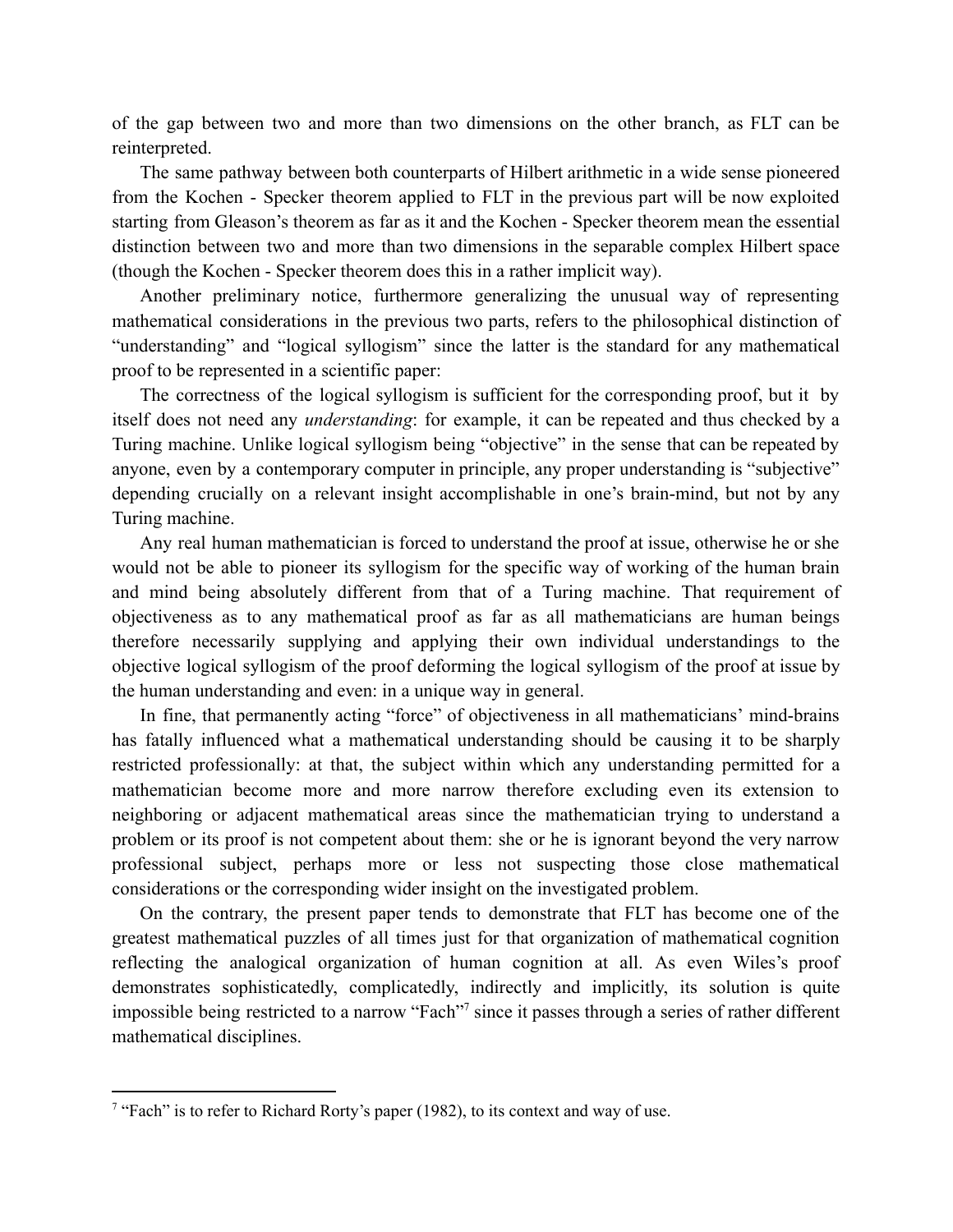of the gap between two and more than two dimensions on the other branch, as FLT can be reinterpreted.

The same pathway between both counterparts of Hilbert arithmetic in a wide sense pioneered from the Kochen - Specker theorem applied to FLT in the previous part will be now exploited starting from Gleason's theorem as far as it and the Kochen - Specker theorem mean the essential distinction between two and more than two dimensions in the separable complex Hilbert space (though the Kochen - Specker theorem does this in a rather implicit way).

Another preliminary notice, furthermore generalizing the unusual way of representing mathematical considerations in the previous two parts, refers to the philosophical distinction of "understanding" and "logical syllogism" since the latter is the standard for any mathematical proof to be represented in a scientific paper:

The correctness of the logical syllogism is sufficient for the corresponding proof, but it by itself does not need any *understanding*: for example, it can be repeated and thus checked by a Turing machine. Unlike logical syllogism being "objective" in the sense that can be repeated by anyone, even by a contemporary computer in principle, any proper understanding is "subjective" depending crucially on a relevant insight accomplishable in one's brain-mind, but not by any Turing machine.

Any real human mathematician is forced to understand the proof at issue, otherwise he or she would not be able to pioneer its syllogism for the specific way of working of the human brain and mind being absolutely different from that of a Turing machine. That requirement of objectiveness as to any mathematical proof as far as all mathematicians are human beings therefore necessarily supplying and applying their own individual understandings to the objective logical syllogism of the proof deforming the logical syllogism of the proof at issue by the human understanding and even: in a unique way in general.

In fine, that permanently acting "force" of objectiveness in all mathematicians' mind-brains has fatally influenced what a mathematical understanding should be causing it to be sharply restricted professionally: at that, the subject within which any understanding permitted for a mathematician become more and more narrow therefore excluding even its extension to neighboring or adjacent mathematical areas since the mathematician trying to understand a problem or its proof is not competent about them: she or he is ignorant beyond the very narrow professional subject, perhaps more or less not suspecting those close mathematical considerations or the corresponding wider insight on the investigated problem.

On the contrary, the present paper tends to demonstrate that FLT has become one of the greatest mathematical puzzles of all times just for that organization of mathematical cognition reflecting the analogical organization of human cognition at all. As even Wiles's proof demonstrates sophisticatedly, complicatedly, indirectly and implicitly, its solution is quite impossible being restricted to a narrow "Fach"[7] since it passes through a series of rather different mathematical disciplines.

[7] "Fach" is to refer to Richard Rorty's paper (1982), to its context and way of use.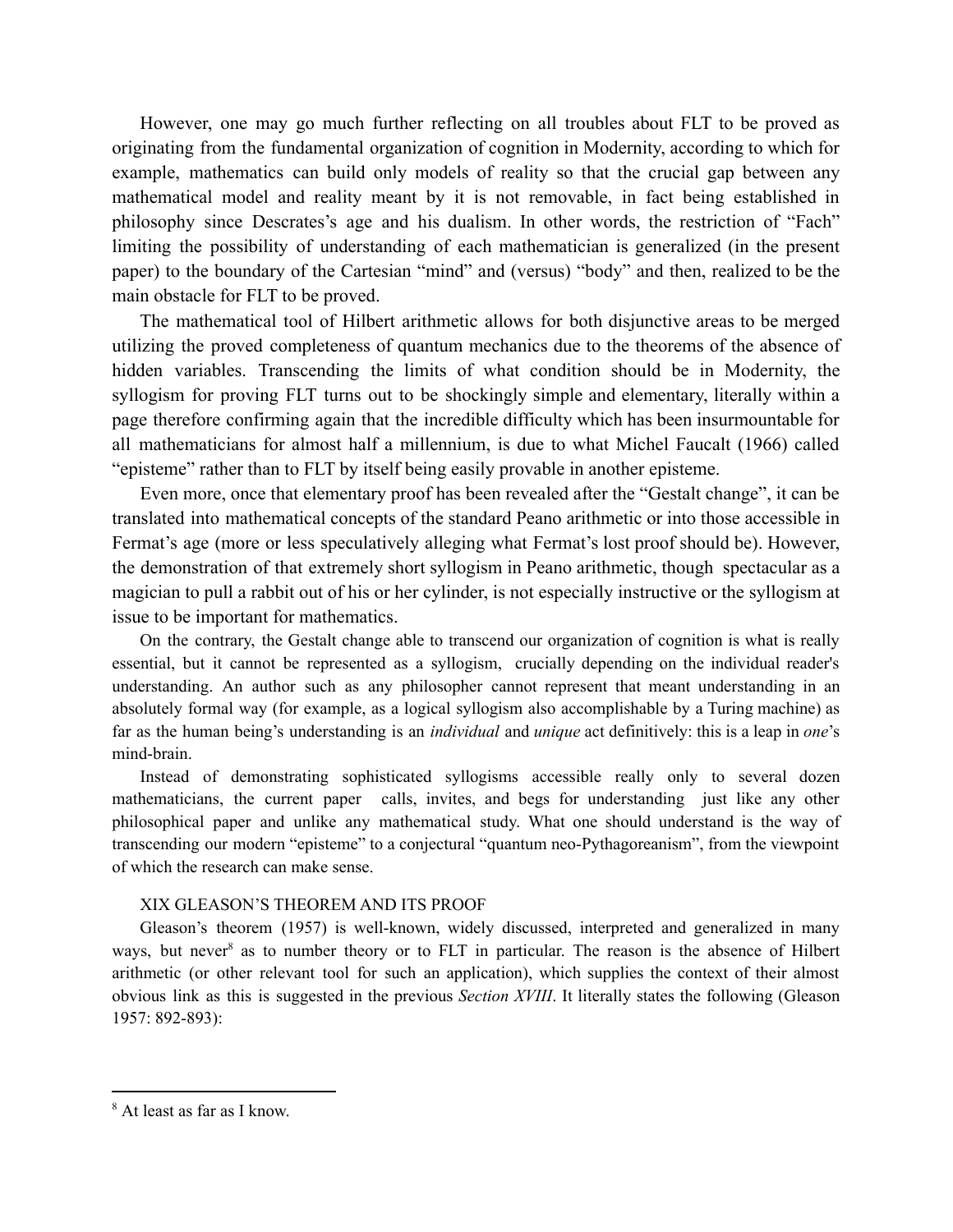However, one may go much further reflecting on all troubles about FLT to be proved as originating from the fundamental organization of cognition in Modernity, according to which for example, mathematics can build only models of reality so that the crucial gap between any mathematical model and reality meant by it is not removable, in fact being established in philosophy since Descrates's age and his dualism. In other words, the restriction of "Fach" limiting the possibility of understanding of each mathematician is generalized (in the present paper) to the boundary of the Cartesian "mind" and (versus) "body" and then, realized to be the main obstacle for FLT to be proved.

The mathematical tool of Hilbert arithmetic allows for both disjunctive areas to be merged utilizing the proved completeness of quantum mechanics due to the theorems of the absence of hidden variables. Transcending the limits of what condition should be in Modernity, the syllogism for proving FLT turns out to be shockingly simple and elementary, literally within a page therefore confirming again that the incredible difficulty which has been insurmountable for all mathematicians for almost half a millennium, is due to what Michel Faucalt (1966) called "episteme" rather than to FLT by itself being easily provable in another episteme.

Even more, once that elementary proof has been revealed after the "Gestalt change", it can be translated into mathematical concepts of the standard Peano arithmetic or into those accessible in Fermat's age (more or less speculatively alleging what Fermat's lost proof should be). However, the demonstration of that extremely short syllogism in Peano arithmetic, though spectacular as a magician to pull a rabbit out of his or her cylinder, is not especially instructive or the syllogism at issue to be important for mathematics.

On the contrary, the Gestalt change able to transcend our organization of cognition is what is really essential, but it cannot be represented as a syllogism, crucially depending on the individual reader's understanding. An author such as any philosopher cannot represent that meant understanding in an absolutely formal way (for example, as a logical syllogism also accomplishable by a Turing machine) as far as the human being's understanding is an *individual* and *unique* act definitively: this is a leap in *one*'s mind-brain.

Instead of demonstrating sophisticated syllogisms accessible really only to several dozen mathematicians, the current paper calls, invites, and begs for understanding just like any other philosophical paper and unlike any mathematical study. What one should understand is the way of transcending our modern "episteme" to a conjectural "quantum neo-Pythagoreanism", from the viewpoint of which the research can make sense.

## XIX GLEASON'S THEOREM AND ITS PROOF

Gleason's theorem (1957) is well-known, widely discussed, interpreted and generalized in many ways, but never[8] as to number theory or to FLT in particular. The reason is the absence of Hilbert arithmetic (or other relevant tool for such an application), which supplies the context of their almost obvious link as this is suggested in the previous *Section XVIII*. It literally states the following (Gleason 1957: 892-893):

[8] At least as far as I know.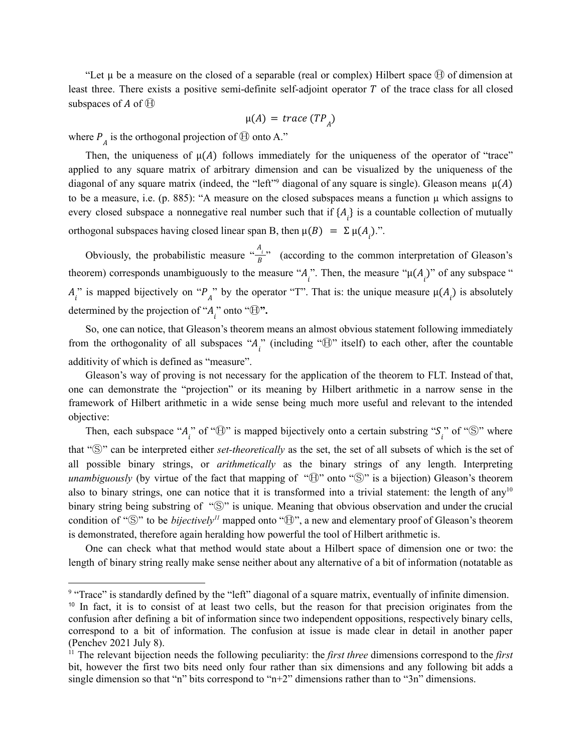"Let μ be a measure on the closed of a separable (real or complex) Hilbert space Ⓗ of dimension at least three. There exists a positive semi-definite self-adjoint operator $T$ of the trace class for all closed subspaces of $A$ of Ⓗ

$$\mu(A) = trace\,(TP_A)$$

where $P_A$ is the orthogonal projection of Ⓗ onto A."

Then, the uniqueness of $\mu(A)$ follows immediately for the uniqueness of the operator of "trace" applied to any square matrix of arbitrary dimension and can be visualized by the uniqueness of the diagonal of any square matrix (indeed, the "left"[9] diagonal of any square is single). Gleason means $\mu(A)$ to be a measure, i.e. (p. 885): "A measure on the closed subspaces means a function μ which assigns to every closed subspace a nonnegative real number such that if $\{A_i\}$ is a countable collection of mutually orthogonal subspaces having closed linear span B, then $\mu(B) = \Sigma\,\mu(A_i)$.".

Obviously, the probabilistic measure "$\frac{A_i}{B}$" (according to the common interpretation of Gleason's theorem) corresponds unambiguously to the measure "$A_i$". Then, the measure "$\mu(A_i)$" of any subspace "$A_i$" is mapped bijectively on "$P_A$" by the operator "T". That is: the unique measure $\mu(A_i)$ is absolutely determined by the projection of "$A_i$" onto "Ⓗ**".**

So, one can notice, that Gleason's theorem means an almost obvious statement following immediately from the orthogonality of all subspaces "$A_i$" (including "Ⓗ" itself) to each other, after the countable additivity of which is defined as "measure".

Gleason's way of proving is not necessary for the application of the theorem to FLT. Instead of that, one can demonstrate the "projection" or its meaning by Hilbert arithmetic in a narrow sense in the framework of Hilbert arithmetic in a wide sense being much more useful and relevant to the intended objective:

Then, each subspace "$A_i$" of "Ⓗ" is mapped bijectively onto a certain substring "$S_i$" of "Ⓢ" where that "Ⓢ" can be interpreted either *set-theoretically* as the set, the set of all subsets of which is the set of all possible binary strings, or *arithmetically* as the binary strings of any length. Interpreting *unambiguously* (by virtue of the fact that mapping of "Ⓗ" onto "Ⓢ" is a bijection) Gleason's theorem also to binary strings, one can notice that it is transformed into a trivial statement: the length of any[10] binary string being substring of "Ⓢ" is unique. Meaning that obvious observation and under the crucial condition of "Ⓢ" to be *bijectively*[11] mapped onto "Ⓗ", a new and elementary proof of Gleason's theorem is demonstrated, therefore again heralding how powerful the tool of Hilbert arithmetic is.

One can check what that method would state about a Hilbert space of dimension one or two: the length of binary string really make sense neither about any alternative of a bit of information (notatable as

---

[9] "Trace" is standardly defined by the "left" diagonal of a square matrix, eventually of infinite dimension.

[10] In fact, it is to consist of at least two cells, but the reason for that precision originates from the confusion after defining a bit of information since two independent oppositions, respectively binary cells, correspond to a bit of information. The confusion at issue is made clear in detail in another paper (Penchev 2021 July 8).

[11] The relevant bijection needs the following peculiarity: the *first three* dimensions correspond to the *first* bit, however the first two bits need only four rather than six dimensions and any following bit adds a single dimension so that "n" bits correspond to "n+2" dimensions rather than to "3n" dimensions.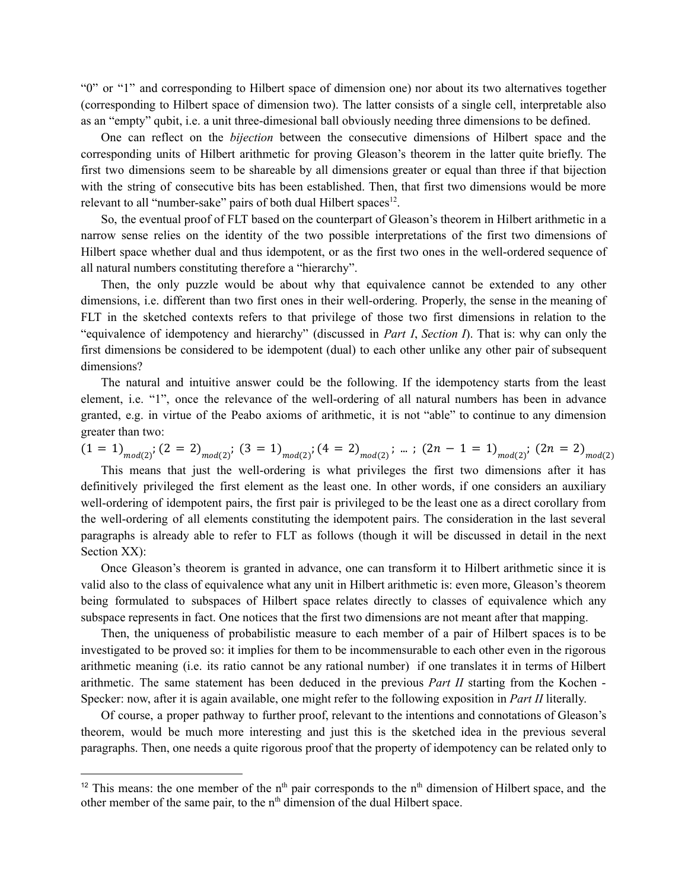"0" or "1" and corresponding to Hilbert space of dimension one) nor about its two alternatives together (corresponding to Hilbert space of dimension two). The latter consists of a single cell, interpretable also as an "empty" qubit, i.e. a unit three-dimesional ball obviously needing three dimensions to be defined.

One can reflect on the *bijection* between the consecutive dimensions of Hilbert space and the corresponding units of Hilbert arithmetic for proving Gleason's theorem in the latter quite briefly. The first two dimensions seem to be shareable by all dimensions greater or equal than three if that bijection with the string of consecutive bits has been established. Then, that first two dimensions would be more relevant to all "number-sake" pairs of both dual Hilbert spaces[12].

So, the eventual proof of FLT based on the counterpart of Gleason's theorem in Hilbert arithmetic in a narrow sense relies on the identity of the two possible interpretations of the first two dimensions of Hilbert space whether dual and thus idempotent, or as the first two ones in the well-ordered sequence of all natural numbers constituting therefore a "hierarchy".

Then, the only puzzle would be about why that equivalence cannot be extended to any other dimensions, i.e. different than two first ones in their well-ordering. Properly, the sense in the meaning of FLT in the sketched contexts refers to that privilege of those two first dimensions in relation to the "equivalence of idempotency and hierarchy" (discussed in *Part I*, *Section I*). That is: why can only the first dimensions be considered to be idempotent (dual) to each other unlike any other pair of subsequent dimensions?

The natural and intuitive answer could be the following. If the idempotency starts from the least element, i.e. "1", once the relevance of the well-ordering of all natural numbers has been in advance granted, e.g. in virtue of the Peabo axioms of arithmetic, it is not "able" to continue to any dimension greater than two:

$$(1=1)_{mod(2)};\ (2=2)_{mod(2)};\ (3=1)_{mod(2)};\ (4=2)_{mod(2)};\ \ldots;\ (2n-1=1)_{mod(2)};\ (2n=2)_{mod(2)}$$

This means that just the well-ordering is what privileges the first two dimensions after it has definitively privileged the first element as the least one. In other words, if one considers an auxiliary well-ordering of idempotent pairs, the first pair is privileged to be the least one as a direct corollary from the well-ordering of all elements constituting the idempotent pairs. The consideration in the last several paragraphs is already able to refer to FLT as follows (though it will be discussed in detail in the next Section XX):

Once Gleason's theorem is granted in advance, one can transform it to Hilbert arithmetic since it is valid also to the class of equivalence what any unit in Hilbert arithmetic is: even more, Gleason's theorem being formulated to subspaces of Hilbert space relates directly to classes of equivalence which any subspace represents in fact. One notices that the first two dimensions are not meant after that mapping.

Then, the uniqueness of probabilistic measure to each member of a pair of Hilbert spaces is to be investigated to be proved so: it implies for them to be incommensurable to each other even in the rigorous arithmetic meaning (i.e. its ratio cannot be any rational number) if one translates it in terms of Hilbert arithmetic. The same statement has been deduced in the previous *Part II* starting from the Kochen - Specker: now, after it is again available, one might refer to the following exposition in *Part II* literally.

Of course, a proper pathway to further proof, relevant to the intentions and connotations of Gleason's theorem, would be much more interesting and just this is the sketched idea in the previous several paragraphs. Then, one needs a quite rigorous proof that the property of idempotency can be related only to

---

[12] This means: the one member of the n$^{th}$ pair corresponds to the n$^{th}$ dimension of Hilbert space, and the other member of the same pair, to the n$^{th}$ dimension of the dual Hilbert space.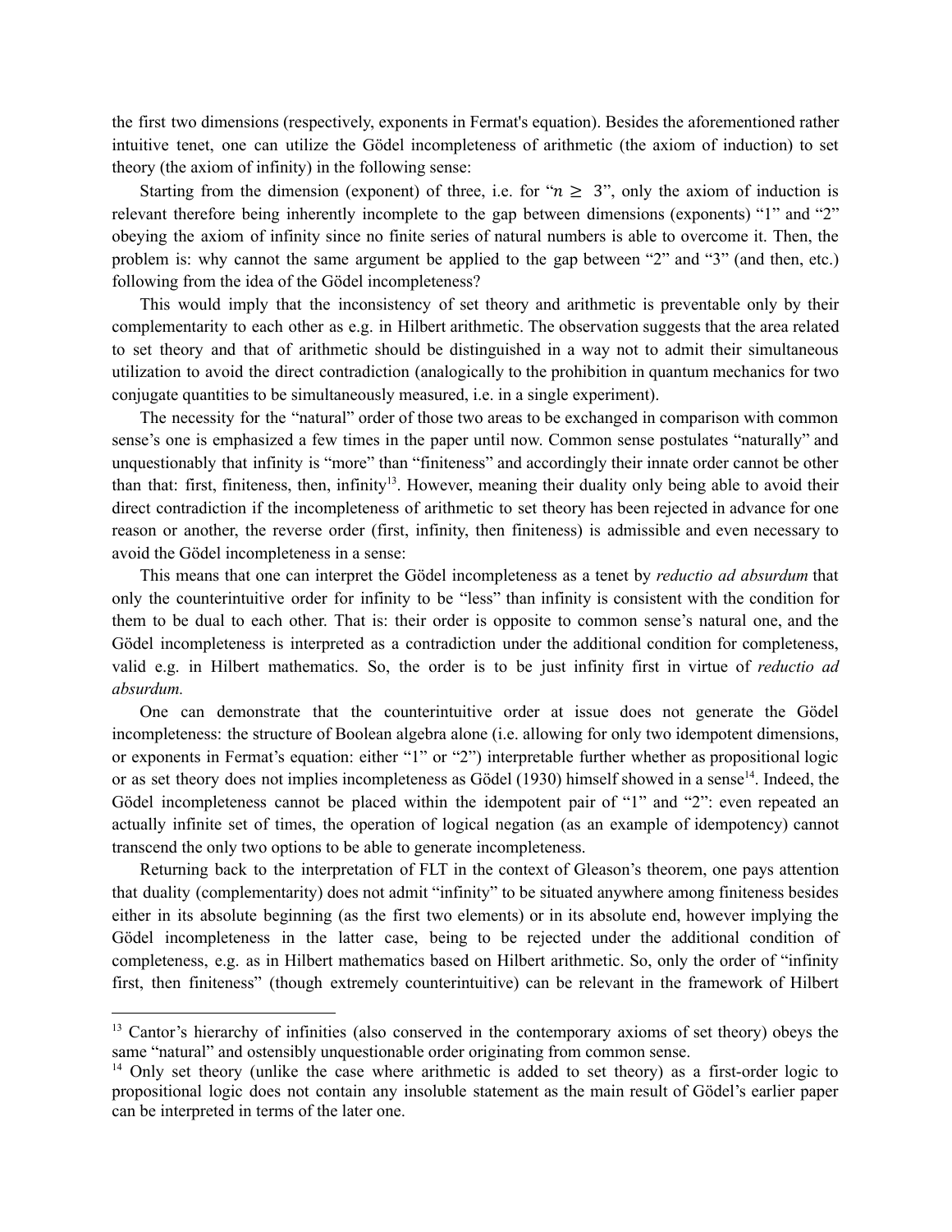the first two dimensions (respectively, exponents in Fermat's equation). Besides the aforementioned rather intuitive tenet, one can utilize the Gödel incompleteness of arithmetic (the axiom of induction) to set theory (the axiom of infinity) in the following sense:

Starting from the dimension (exponent) of three, i.e. for "$n \geq 3$", only the axiom of induction is relevant therefore being inherently incomplete to the gap between dimensions (exponents) "1" and "2" obeying the axiom of infinity since no finite series of natural numbers is able to overcome it. Then, the problem is: why cannot the same argument be applied to the gap between "2" and "3" (and then, etc.) following from the idea of the Gödel incompleteness?

This would imply that the inconsistency of set theory and arithmetic is preventable only by their complementarity to each other as e.g. in Hilbert arithmetic. The observation suggests that the area related to set theory and that of arithmetic should be distinguished in a way not to admit their simultaneous utilization to avoid the direct contradiction (analogically to the prohibition in quantum mechanics for two conjugate quantities to be simultaneously measured, i.e. in a single experiment).

The necessity for the "natural" order of those two areas to be exchanged in comparison with common sense's one is emphasized a few times in the paper until now. Common sense postulates "naturally" and unquestionably that infinity is "more" than "finiteness" and accordingly their innate order cannot be other than that: first, finiteness, then, infinity[13]. However, meaning their duality only being able to avoid their direct contradiction if the incompleteness of arithmetic to set theory has been rejected in advance for one reason or another, the reverse order (first, infinity, then finiteness) is admissible and even necessary to avoid the Gödel incompleteness in a sense:

This means that one can interpret the Gödel incompleteness as a tenet by *reductio ad absurdum* that only the counterintuitive order for infinity to be "less" than infinity is consistent with the condition for them to be dual to each other. That is: their order is opposite to common sense's natural one, and the Gödel incompleteness is interpreted as a contradiction under the additional condition for completeness, valid e.g. in Hilbert mathematics. So, the order is to be just infinity first in virtue of *reductio ad absurdum.*

One can demonstrate that the counterintuitive order at issue does not generate the Gödel incompleteness: the structure of Boolean algebra alone (i.e. allowing for only two idempotent dimensions, or exponents in Fermat's equation: either "1" or "2") interpretable further whether as propositional logic or as set theory does not implies incompleteness as Gödel (1930) himself showed in a sense[14]. Indeed, the Gödel incompleteness cannot be placed within the idempotent pair of "1" and "2": even repeated an actually infinite set of times, the operation of logical negation (as an example of idempotency) cannot transcend the only two options to be able to generate incompleteness.

Returning back to the interpretation of FLT in the context of Gleason's theorem, one pays attention that duality (complementarity) does not admit "infinity" to be situated anywhere among finiteness besides either in its absolute beginning (as the first two elements) or in its absolute end, however implying the Gödel incompleteness in the latter case, being to be rejected under the additional condition of completeness, e.g. as in Hilbert mathematics based on Hilbert arithmetic. So, only the order of "infinity first, then finiteness" (though extremely counterintuitive) can be relevant in the framework of Hilbert

---

[13] Cantor's hierarchy of infinities (also conserved in the contemporary axioms of set theory) obeys the same "natural" and ostensibly unquestionable order originating from common sense.

[14] Only set theory (unlike the case where arithmetic is added to set theory) as a first-order logic to propositional logic does not contain any insoluble statement as the main result of Gödel's earlier paper can be interpreted in terms of the later one.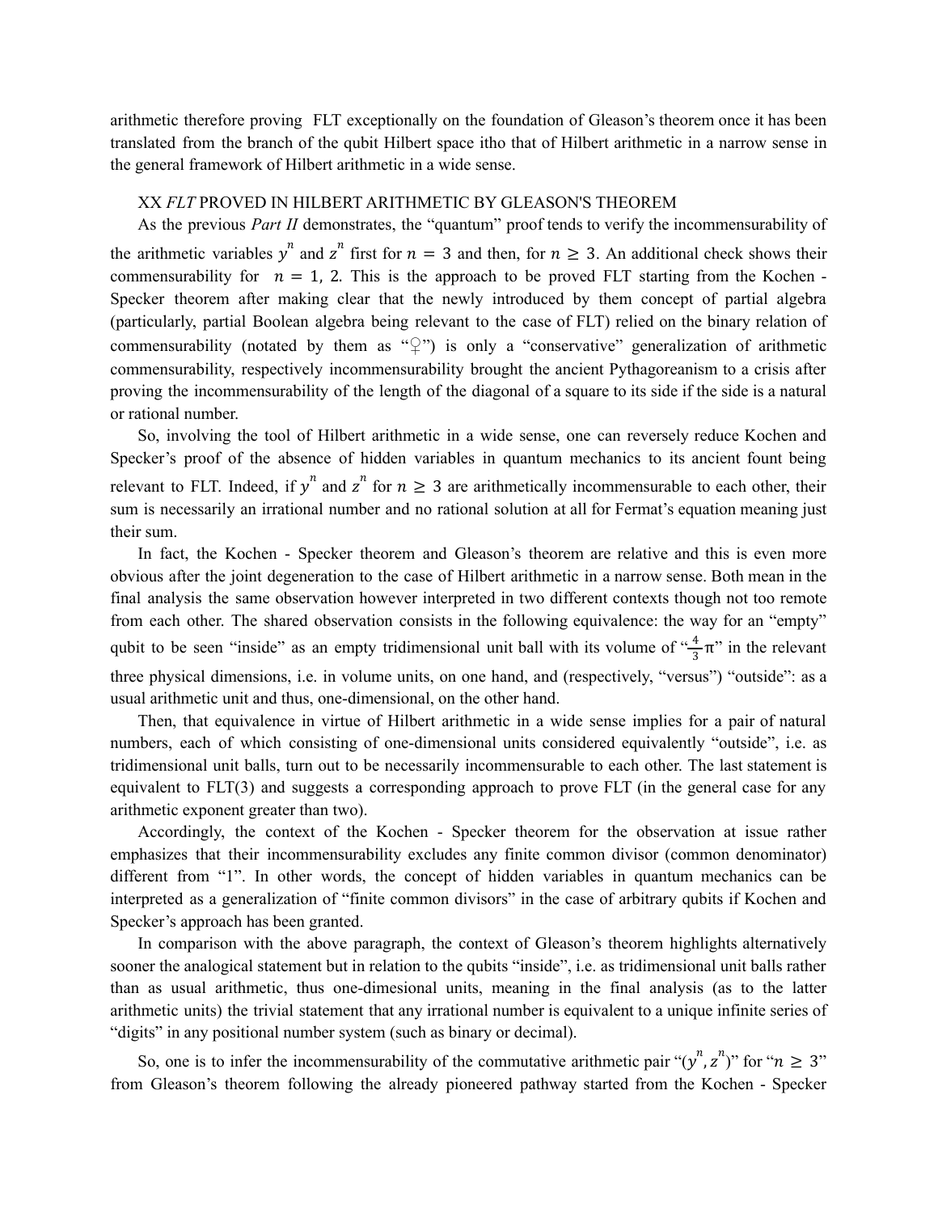arithmetic therefore proving FLT exceptionally on the foundation of Gleason's theorem once it has been translated from the branch of the qubit Hilbert space itho that of Hilbert arithmetic in a narrow sense in the general framework of Hilbert arithmetic in a wide sense.

## XX *FLT* PROVED IN HILBERT ARITHMETIC BY GLEASON'S THEOREM

As the previous *Part II* demonstrates, the "quantum" proof tends to verify the incommensurability of the arithmetic variables $y^n$ and $z^n$ first for $n = 3$ and then, for $n \geq 3$. An additional check shows their commensurability for $n = 1, 2$. This is the approach to be proved FLT starting from the Kochen - Specker theorem after making clear that the newly introduced by them concept of partial algebra (particularly, partial Boolean algebra being relevant to the case of FLT) relied on the binary relation of commensurability (notated by them as "♀") is only a "conservative" generalization of arithmetic commensurability, respectively incommensurability brought the ancient Pythagoreanism to a crisis after proving the incommensurability of the length of the diagonal of a square to its side if the side is a natural or rational number.

So, involving the tool of Hilbert arithmetic in a wide sense, one can reversely reduce Kochen and Specker's proof of the absence of hidden variables in quantum mechanics to its ancient fount being relevant to FLT. Indeed, if $y^n$ and $z^n$ for $n \geq 3$ are arithmetically incommensurable to each other, their sum is necessarily an irrational number and no rational solution at all for Fermat's equation meaning just their sum.

In fact, the Kochen - Specker theorem and Gleason's theorem are relative and this is even more obvious after the joint degeneration to the case of Hilbert arithmetic in a narrow sense. Both mean in the final analysis the same observation however interpreted in two different contexts though not too remote from each other. The shared observation consists in the following equivalence: the way for an "empty" qubit to be seen "inside" as an empty tridimensional unit ball with its volume of "$\frac{4}{3}\pi$" in the relevant three physical dimensions, i.e. in volume units, on one hand, and (respectively, "versus") "outside": as a usual arithmetic unit and thus, one-dimensional, on the other hand.

Then, that equivalence in virtue of Hilbert arithmetic in a wide sense implies for a pair of natural numbers, each of which consisting of one-dimensional units considered equivalently "outside", i.e. as tridimensional unit balls, turn out to be necessarily incommensurable to each other. The last statement is equivalent to FLT(3) and suggests a corresponding approach to prove FLT (in the general case for any arithmetic exponent greater than two).

Accordingly, the context of the Kochen - Specker theorem for the observation at issue rather emphasizes that their incommensurability excludes any finite common divisor (common denominator) different from "1". In other words, the concept of hidden variables in quantum mechanics can be interpreted as a generalization of "finite common divisors" in the case of arbitrary qubits if Kochen and Specker's approach has been granted.

In comparison with the above paragraph, the context of Gleason's theorem highlights alternatively sooner the analogical statement but in relation to the qubits "inside", i.e. as tridimensional unit balls rather than as usual arithmetic, thus one-dimesional units, meaning in the final analysis (as to the latter arithmetic units) the trivial statement that any irrational number is equivalent to a unique infinite series of "digits" in any positional number system (such as binary or decimal).

So, one is to infer the incommensurability of the commutative arithmetic pair "$(y^n, z^n)$" for "$n \geq 3$" from Gleason's theorem following the already pioneered pathway started from the Kochen - Specker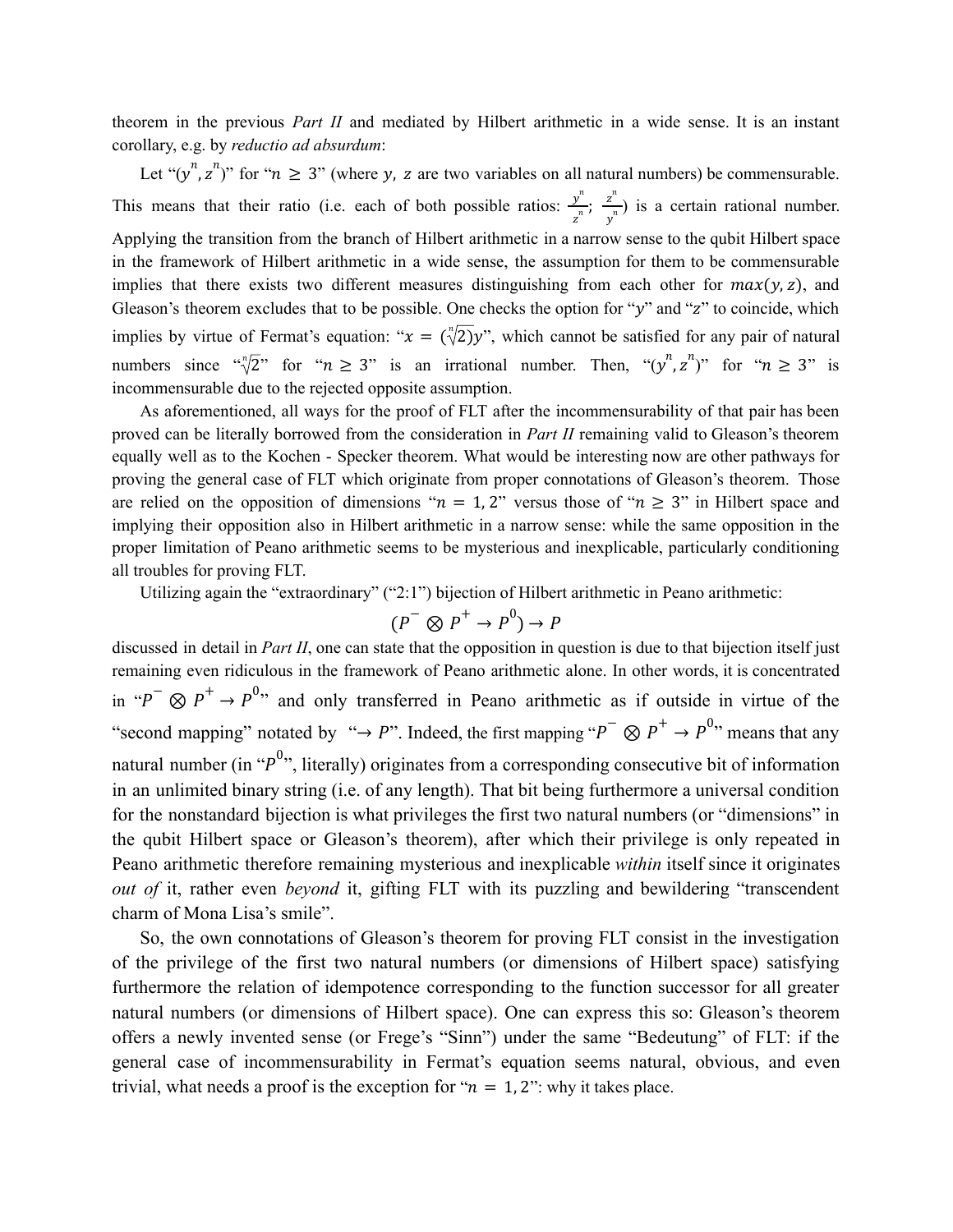theorem in the previous *Part II* and mediated by Hilbert arithmetic in a wide sense. It is an instant corollary, e.g. by *reductio ad absurdum*:

Let "$(y^n, z^n)$" for "$n \geq 3$" (where $y$, $z$ are two variables on all natural numbers) be commensurable. This means that their ratio (i.e. each of both possible ratios: $\frac{y^n}{z^n}$; $\frac{z^n}{y^n}$) is a certain rational number. Applying the transition from the branch of Hilbert arithmetic in a narrow sense to the qubit Hilbert space in the framework of Hilbert arithmetic in a wide sense, the assumption for them to be commensurable implies that there exists two different measures distinguishing from each other for $max(y, z)$, and Gleason's theorem excludes that to be possible. One checks the option for "$y$" and "$z$" to coincide, which implies by virtue of Fermat's equation: "$x = (\sqrt[n]{2})y$", which cannot be satisfied for any pair of natural numbers since "$\sqrt[n]{2}$" for "$n \geq 3$" is an irrational number. Then, "$(y^n, z^n)$" for "$n \geq 3$" is incommensurable due to the rejected opposite assumption.

As aforementioned, all ways for the proof of FLT after the incommensurability of that pair has been proved can be literally borrowed from the consideration in *Part II* remaining valid to Gleason's theorem equally well as to the Kochen - Specker theorem. What would be interesting now are other pathways for proving the general case of FLT which originate from proper connotations of Gleason's theorem. Those are relied on the opposition of dimensions "$n = 1, 2$" versus those of "$n \geq 3$" in Hilbert space and implying their opposition also in Hilbert arithmetic in a narrow sense: while the same opposition in the proper limitation of Peano arithmetic seems to be mysterious and inexplicable, particularly conditioning all troubles for proving FLT.

Utilizing again the "extraordinary" ("2:1") bijection of Hilbert arithmetic in Peano arithmetic:

$$(P^- \otimes P^+ \to P^0) \to P$$

discussed in detail in *Part II*, one can state that the opposition in question is due to that bijection itself just remaining even ridiculous in the framework of Peano arithmetic alone. In other words, it is concentrated in "$P^- \otimes P^+ \to P^0$" and only transferred in Peano arithmetic as if outside in virtue of the "second mapping" notated by "$\to P$". Indeed, the first mapping "$P^- \otimes P^+ \to P^0$" means that any natural number (in "$P^0$", literally) originates from a corresponding consecutive bit of information in an unlimited binary string (i.e. of any length). That bit being furthermore a universal condition for the nonstandard bijection is what privileges the first two natural numbers (or "dimensions" in the qubit Hilbert space or Gleason's theorem), after which their privilege is only repeated in Peano arithmetic therefore remaining mysterious and inexplicable *within* itself since it originates *out of* it, rather even *beyond* it, gifting FLT with its puzzling and bewildering "transcendent charm of Mona Lisa's smile".

So, the own connotations of Gleason's theorem for proving FLT consist in the investigation of the privilege of the first two natural numbers (or dimensions of Hilbert space) satisfying furthermore the relation of idempotence corresponding to the function successor for all greater natural numbers (or dimensions of Hilbert space). One can express this so: Gleason's theorem offers a newly invented sense (or Frege's "Sinn") under the same "Bedeutung" of FLT: if the general case of incommensurability in Fermat's equation seems natural, obvious, and even trivial, what needs a proof is the exception for "$n = 1, 2$": why it takes place.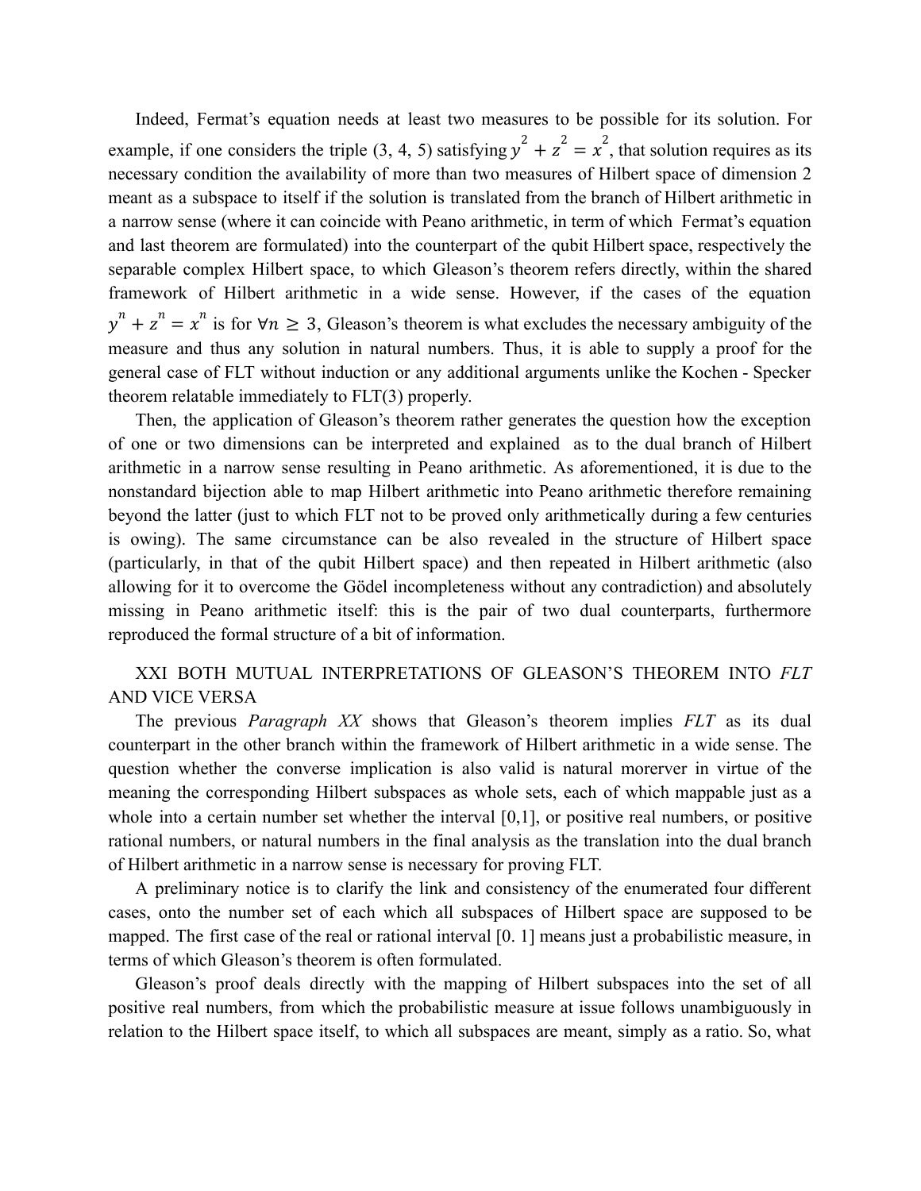Indeed, Fermat's equation needs at least two measures to be possible for its solution. For example, if one considers the triple (3, 4, 5) satisfying $y^2 + z^2 = x^2$, that solution requires as its necessary condition the availability of more than two measures of Hilbert space of dimension 2 meant as a subspace to itself if the solution is translated from the branch of Hilbert arithmetic in a narrow sense (where it can coincide with Peano arithmetic, in term of which Fermat's equation and last theorem are formulated) into the counterpart of the qubit Hilbert space, respectively the separable complex Hilbert space, to which Gleason's theorem refers directly, within the shared framework of Hilbert arithmetic in a wide sense. However, if the cases of the equation $y^n + z^n = x^n$ is for $\forall n \geq 3$, Gleason's theorem is what excludes the necessary ambiguity of the measure and thus any solution in natural numbers. Thus, it is able to supply a proof for the general case of FLT without induction or any additional arguments unlike the Kochen - Specker theorem relatable immediately to FLT(3) properly.

Then, the application of Gleason's theorem rather generates the question how the exception of one or two dimensions can be interpreted and explained as to the dual branch of Hilbert arithmetic in a narrow sense resulting in Peano arithmetic. As aforementioned, it is due to the nonstandard bijection able to map Hilbert arithmetic into Peano arithmetic therefore remaining beyond the latter (just to which FLT not to be proved only arithmetically during a few centuries is owing). The same circumstance can be also revealed in the structure of Hilbert space (particularly, in that of the qubit Hilbert space) and then repeated in Hilbert arithmetic (also allowing for it to overcome the Gödel incompleteness without any contradiction) and absolutely missing in Peano arithmetic itself: this is the pair of two dual counterparts, furthermore reproduced the formal structure of a bit of information.

## XXI BOTH MUTUAL INTERPRETATIONS OF GLEASON'S THEOREM INTO *FLT* AND VICE VERSA

The previous *Paragraph XX* shows that Gleason's theorem implies *FLT* as its dual counterpart in the other branch within the framework of Hilbert arithmetic in a wide sense. The question whether the converse implication is also valid is natural morerver in virtue of the meaning the corresponding Hilbert subspaces as whole sets, each of which mappable just as a whole into a certain number set whether the interval [0,1], or positive real numbers, or positive rational numbers, or natural numbers in the final analysis as the translation into the dual branch of Hilbert arithmetic in a narrow sense is necessary for proving FLT.

A preliminary notice is to clarify the link and consistency of the enumerated four different cases, onto the number set of each which all subspaces of Hilbert space are supposed to be mapped. The first case of the real or rational interval [0. 1] means just a probabilistic measure, in terms of which Gleason's theorem is often formulated.

Gleason's proof deals directly with the mapping of Hilbert subspaces into the set of all positive real numbers, from which the probabilistic measure at issue follows unambiguously in relation to the Hilbert space itself, to which all subspaces are meant, simply as a ratio. So, what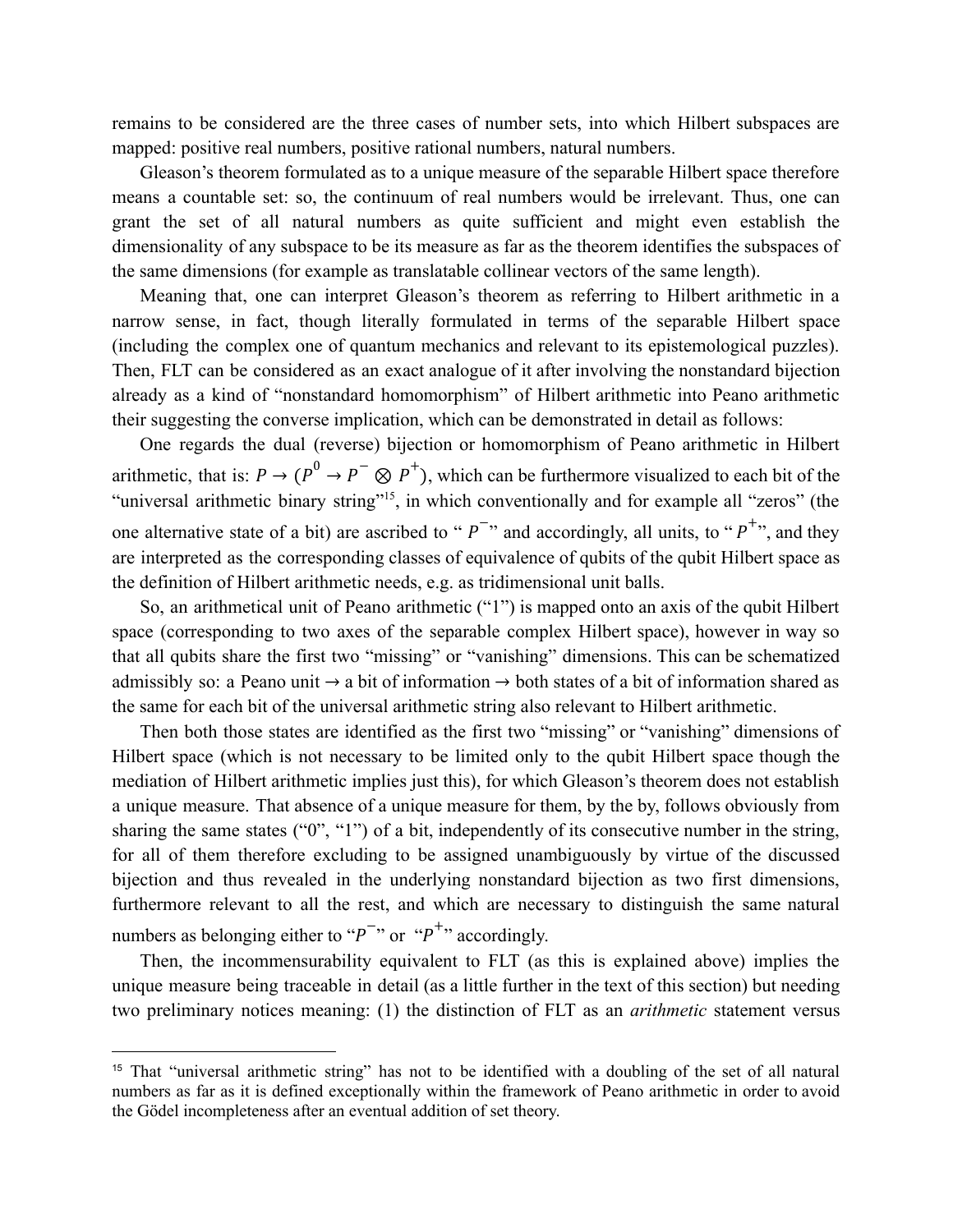remains to be considered are the three cases of number sets, into which Hilbert subspaces are mapped: positive real numbers, positive rational numbers, natural numbers.

Gleason's theorem formulated as to a unique measure of the separable Hilbert space therefore means a countable set: so, the continuum of real numbers would be irrelevant. Thus, one can grant the set of all natural numbers as quite sufficient and might even establish the dimensionality of any subspace to be its measure as far as the theorem identifies the subspaces of the same dimensions (for example as translatable collinear vectors of the same length).

Meaning that, one can interpret Gleason's theorem as referring to Hilbert arithmetic in a narrow sense, in fact, though literally formulated in terms of the separable Hilbert space (including the complex one of quantum mechanics and relevant to its epistemological puzzles). Then, FLT can be considered as an exact analogue of it after involving the nonstandard bijection already as a kind of "nonstandard homomorphism" of Hilbert arithmetic into Peano arithmetic their suggesting the converse implication, which can be demonstrated in detail as follows:

One regards the dual (reverse) bijection or homomorphism of Peano arithmetic in Hilbert arithmetic, that is: $P \rightarrow (P^0 \rightarrow P^- \otimes P^+)$, which can be furthermore visualized to each bit of the "universal arithmetic binary string"[15], in which conventionally and for example all "zeros" (the one alternative state of a bit) are ascribed to "$P^-$" and accordingly, all units, to "$P^+$", and they are interpreted as the corresponding classes of equivalence of qubits of the qubit Hilbert space as the definition of Hilbert arithmetic needs, e.g. as tridimensional unit balls.

So, an arithmetical unit of Peano arithmetic ("1") is mapped onto an axis of the qubit Hilbert space (corresponding to two axes of the separable complex Hilbert space), however in way so that all qubits share the first two "missing" or "vanishing" dimensions. This can be schematized admissibly so: a Peano unit → a bit of information → both states of a bit of information shared as the same for each bit of the universal arithmetic string also relevant to Hilbert arithmetic.

Then both those states are identified as the first two "missing" or "vanishing" dimensions of Hilbert space (which is not necessary to be limited only to the qubit Hilbert space though the mediation of Hilbert arithmetic implies just this), for which Gleason's theorem does not establish a unique measure. That absence of a unique measure for them, by the by, follows obviously from sharing the same states ("0", "1") of a bit, independently of its consecutive number in the string, for all of them therefore excluding to be assigned unambiguously by virtue of the discussed bijection and thus revealed in the underlying nonstandard bijection as two first dimensions, furthermore relevant to all the rest, and which are necessary to distinguish the same natural numbers as belonging either to "$P^-$" or "$P^+$" accordingly.

Then, the incommensurability equivalent to FLT (as this is explained above) implies the unique measure being traceable in detail (as a little further in the text of this section) but needing two preliminary notices meaning: (1) the distinction of FLT as an *arithmetic* statement versus

[15] That "universal arithmetic string" has not to be identified with a doubling of the set of all natural numbers as far as it is defined exceptionally within the framework of Peano arithmetic in order to avoid the Gödel incompleteness after an eventual addition of set theory.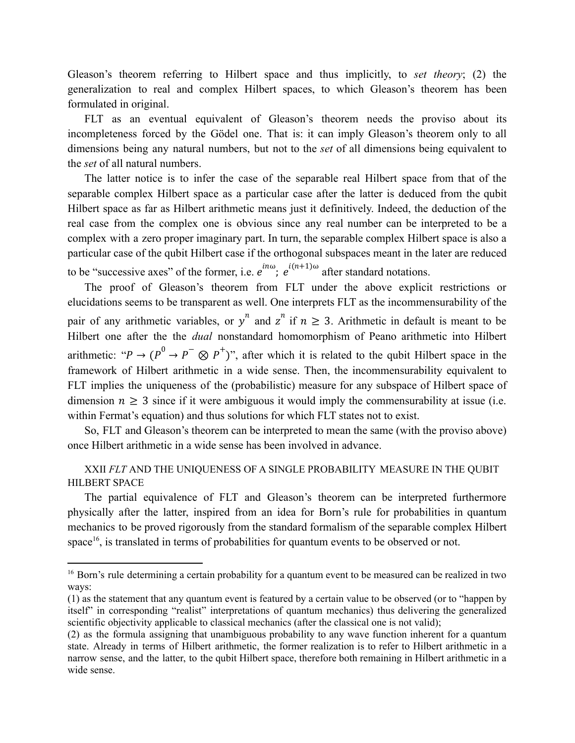Gleason's theorem referring to Hilbert space and thus implicitly, to *set theory*; (2) the generalization to real and complex Hilbert spaces, to which Gleason's theorem has been formulated in original.

FLT as an eventual equivalent of Gleason's theorem needs the proviso about its incompleteness forced by the Gödel one. That is: it can imply Gleason's theorem only to all dimensions being any natural numbers, but not to the *set* of all dimensions being equivalent to the *set* of all natural numbers.

The latter notice is to infer the case of the separable real Hilbert space from that of the separable complex Hilbert space as a particular case after the latter is deduced from the qubit Hilbert space as far as Hilbert arithmetic means just it definitively. Indeed, the deduction of the real case from the complex one is obvious since any real number can be interpreted to be a complex with a zero proper imaginary part. In turn, the separable complex Hilbert space is also a particular case of the qubit Hilbert case if the orthogonal subspaces meant in the later are reduced to be "successive axes" of the former, i.e. $e^{in\omega}$; $e^{i(n+1)\omega}$ after standard notations.

The proof of Gleason's theorem from FLT under the above explicit restrictions or elucidations seems to be transparent as well. One interprets FLT as the incommensurability of the pair of any arithmetic variables, or $y^n$ and $z^n$ if $n \geq 3$. Arithmetic in default is meant to be Hilbert one after the the *dual* nonstandard homomorphism of Peano arithmetic into Hilbert arithmetic: "$P \to (P^0 \to P^- \otimes P^+)$", after which it is related to the qubit Hilbert space in the framework of Hilbert arithmetic in a wide sense. Then, the incommensurability equivalent to FLT implies the uniqueness of the (probabilistic) measure for any subspace of Hilbert space of dimension $n \geq 3$ since if it were ambiguous it would imply the commensurability at issue (i.e. within Fermat's equation) and thus solutions for which FLT states not to exist.

So, FLT and Gleason's theorem can be interpreted to mean the same (with the proviso above) once Hilbert arithmetic in a wide sense has been involved in advance.

## XXII *FLT* AND THE UNIQUENESS OF A SINGLE PROBABILITY MEASURE IN THE QUBIT HILBERT SPACE

The partial equivalence of FLT and Gleason's theorem can be interpreted furthermore physically after the latter, inspired from an idea for Born's rule for probabilities in quantum mechanics to be proved rigorously from the standard formalism of the separable complex Hilbert space[16], is translated in terms of probabilities for quantum events to be observed or not.

---

[16] Born's rule determining a certain probability for a quantum event to be measured can be realized in two ways:
(1) as the statement that any quantum event is featured by a certain value to be observed (or to "happen by itself" in corresponding "realist" interpretations of quantum mechanics) thus delivering the generalized scientific objectivity applicable to classical mechanics (after the classical one is not valid);
(2) as the formula assigning that unambiguous probability to any wave function inherent for a quantum state. Already in terms of Hilbert arithmetic, the former realization is to refer to Hilbert arithmetic in a narrow sense, and the latter, to the qubit Hilbert space, therefore both remaining in Hilbert arithmetic in a wide sense.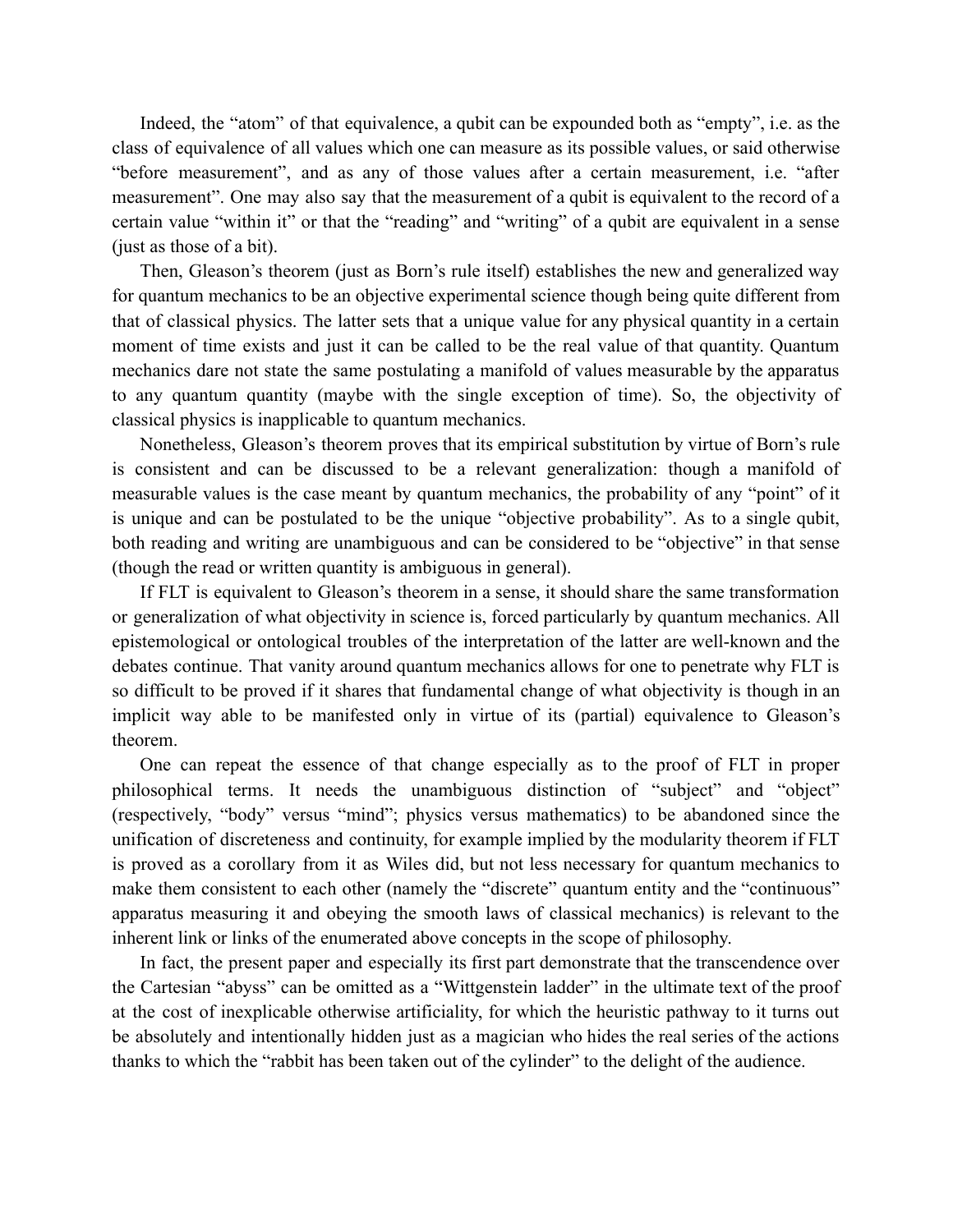Indeed, the "atom" of that equivalence, a qubit can be expounded both as "empty", i.e. as the class of equivalence of all values which one can measure as its possible values, or said otherwise "before measurement", and as any of those values after a certain measurement, i.e. "after measurement". One may also say that the measurement of a qubit is equivalent to the record of a certain value "within it" or that the "reading" and "writing" of a qubit are equivalent in a sense (just as those of a bit).

Then, Gleason's theorem (just as Born's rule itself) establishes the new and generalized way for quantum mechanics to be an objective experimental science though being quite different from that of classical physics. The latter sets that a unique value for any physical quantity in a certain moment of time exists and just it can be called to be the real value of that quantity. Quantum mechanics dare not state the same postulating a manifold of values measurable by the apparatus to any quantum quantity (maybe with the single exception of time). So, the objectivity of classical physics is inapplicable to quantum mechanics.

Nonetheless, Gleason's theorem proves that its empirical substitution by virtue of Born's rule is consistent and can be discussed to be a relevant generalization: though a manifold of measurable values is the case meant by quantum mechanics, the probability of any "point" of it is unique and can be postulated to be the unique "objective probability". As to a single qubit, both reading and writing are unambiguous and can be considered to be "objective" in that sense (though the read or written quantity is ambiguous in general).

If FLT is equivalent to Gleason's theorem in a sense, it should share the same transformation or generalization of what objectivity in science is, forced particularly by quantum mechanics. All epistemological or ontological troubles of the interpretation of the latter are well-known and the debates continue. That vanity around quantum mechanics allows for one to penetrate why FLT is so difficult to be proved if it shares that fundamental change of what objectivity is though in an implicit way able to be manifested only in virtue of its (partial) equivalence to Gleason's theorem.

One can repeat the essence of that change especially as to the proof of FLT in proper philosophical terms. It needs the unambiguous distinction of "subject" and "object" (respectively, "body" versus "mind"; physics versus mathematics) to be abandoned since the unification of discreteness and continuity, for example implied by the modularity theorem if FLT is proved as a corollary from it as Wiles did, but not less necessary for quantum mechanics to make them consistent to each other (namely the "discrete" quantum entity and the "continuous" apparatus measuring it and obeying the smooth laws of classical mechanics) is relevant to the inherent link or links of the enumerated above concepts in the scope of philosophy.

In fact, the present paper and especially its first part demonstrate that the transcendence over the Cartesian "abyss" can be omitted as a "Wittgenstein ladder" in the ultimate text of the proof at the cost of inexplicable otherwise artificiality, for which the heuristic pathway to it turns out be absolutely and intentionally hidden just as a magician who hides the real series of the actions thanks to which the "rabbit has been taken out of the cylinder" to the delight of the audience.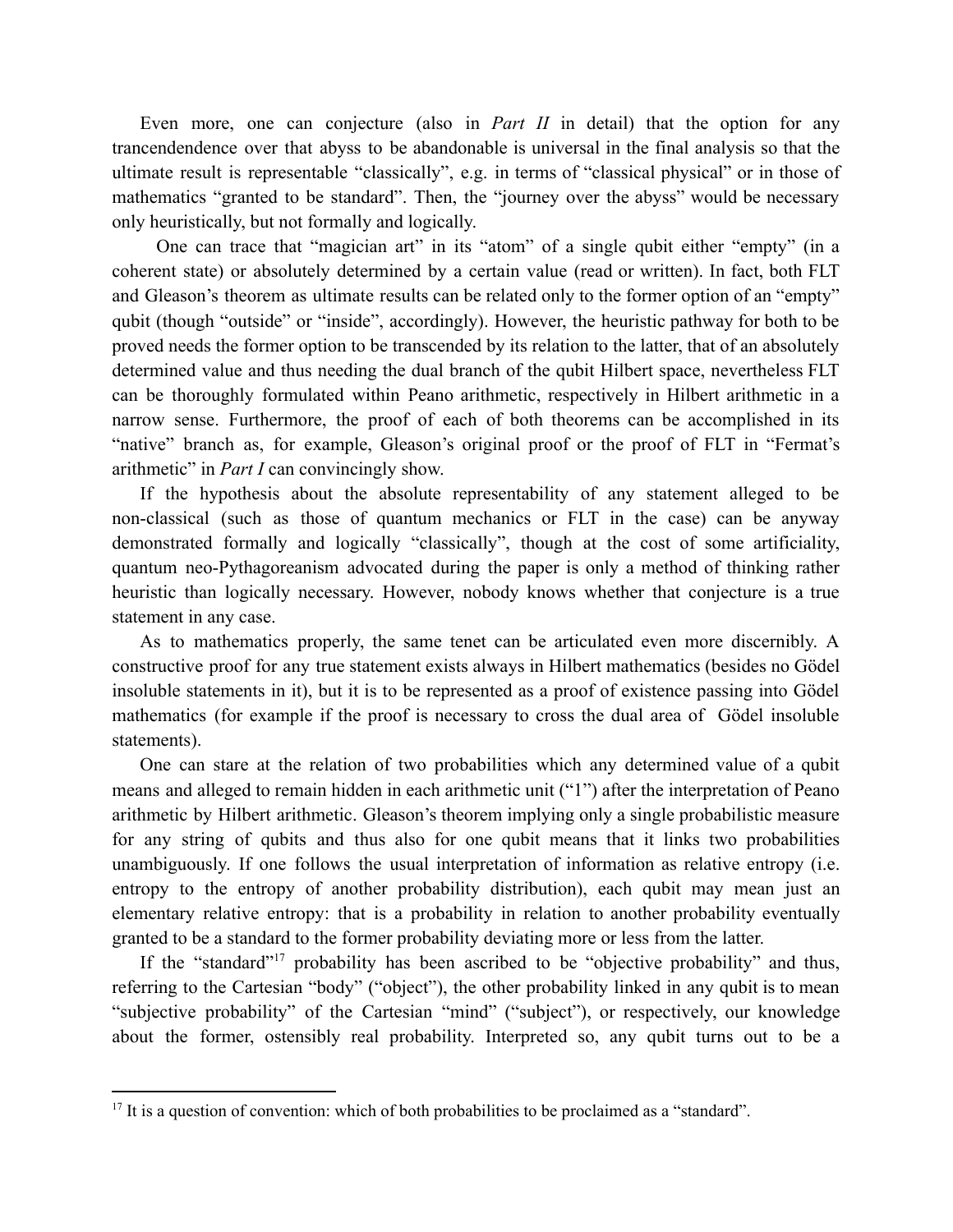Even more, one can conjecture (also in *Part II* in detail) that the option for any trancendendence over that abyss to be abandonable is universal in the final analysis so that the ultimate result is representable "classically", e.g. in terms of "classical physical" or in those of mathematics "granted to be standard". Then, the "journey over the abyss" would be necessary only heuristically, but not formally and logically.

One can trace that "magician art" in its "atom" of a single qubit either "empty" (in a coherent state) or absolutely determined by a certain value (read or written). In fact, both FLT and Gleason's theorem as ultimate results can be related only to the former option of an "empty" qubit (though "outside" or "inside", accordingly). However, the heuristic pathway for both to be proved needs the former option to be transcended by its relation to the latter, that of an absolutely determined value and thus needing the dual branch of the qubit Hilbert space, nevertheless FLT can be thoroughly formulated within Peano arithmetic, respectively in Hilbert arithmetic in a narrow sense. Furthermore, the proof of each of both theorems can be accomplished in its "native" branch as, for example, Gleason's original proof or the proof of FLT in "Fermat's arithmetic" in *Part I* can convincingly show.

If the hypothesis about the absolute representability of any statement alleged to be non-classical (such as those of quantum mechanics or FLT in the case) can be anyway demonstrated formally and logically "classically", though at the cost of some artificiality, quantum neo-Pythagoreanism advocated during the paper is only a method of thinking rather heuristic than logically necessary. However, nobody knows whether that conjecture is a true statement in any case.

As to mathematics properly, the same tenet can be articulated even more discernibly. A constructive proof for any true statement exists always in Hilbert mathematics (besides no Gödel insoluble statements in it), but it is to be represented as a proof of existence passing into Gödel mathematics (for example if the proof is necessary to cross the dual area of Gödel insoluble statements).

One can stare at the relation of two probabilities which any determined value of a qubit means and alleged to remain hidden in each arithmetic unit ("1") after the interpretation of Peano arithmetic by Hilbert arithmetic. Gleason's theorem implying only a single probabilistic measure for any string of qubits and thus also for one qubit means that it links two probabilities unambiguously. If one follows the usual interpretation of information as relative entropy (i.e. entropy to the entropy of another probability distribution), each qubit may mean just an elementary relative entropy: that is a probability in relation to another probability eventually granted to be a standard to the former probability deviating more or less from the latter.

If the "standard"[17] probability has been ascribed to be "objective probability" and thus, referring to the Cartesian "body" ("object"), the other probability linked in any qubit is to mean "subjective probability" of the Cartesian "mind" ("subject"), or respectively, our knowledge about the former, ostensibly real probability. Interpreted so, any qubit turns out to be a

[17] It is a question of convention: which of both probabilities to be proclaimed as a "standard".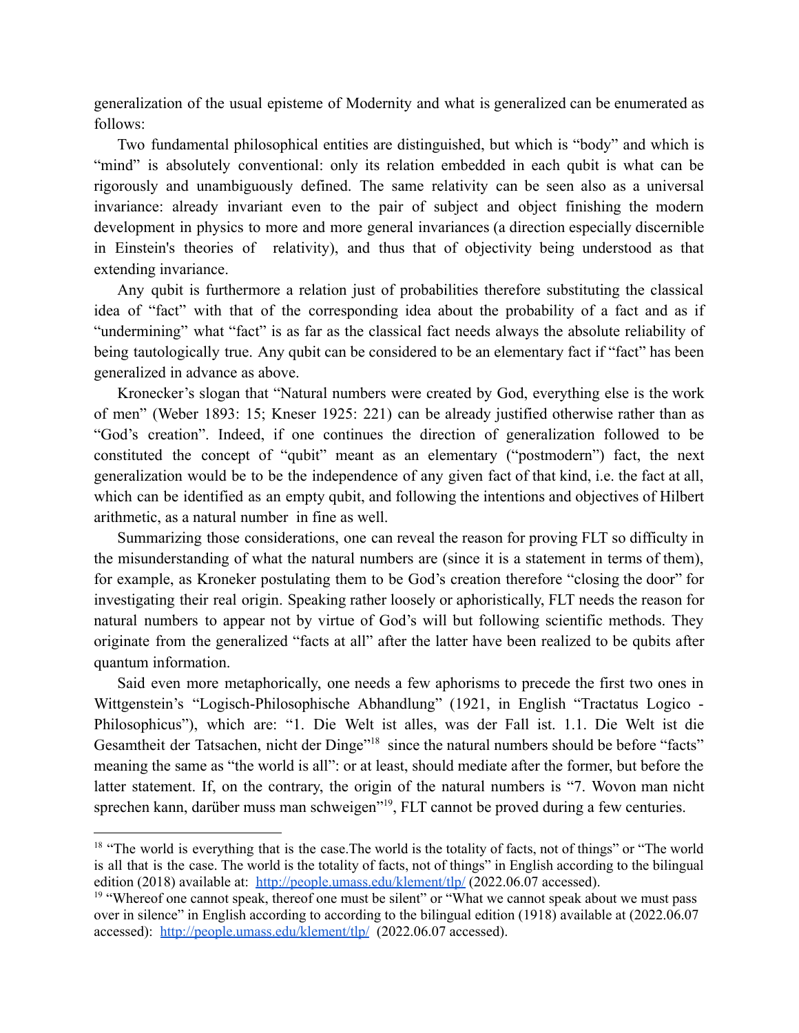generalization of the usual episteme of Modernity and what is generalized can be enumerated as follows:

Two fundamental philosophical entities are distinguished, but which is "body" and which is "mind" is absolutely conventional: only its relation embedded in each qubit is what can be rigorously and unambiguously defined. The same relativity can be seen also as a universal invariance: already invariant even to the pair of subject and object finishing the modern development in physics to more and more general invariances (a direction especially discernible in Einstein's theories of relativity), and thus that of objectivity being understood as that extending invariance.

Any qubit is furthermore a relation just of probabilities therefore substituting the classical idea of "fact" with that of the corresponding idea about the probability of a fact and as if "undermining" what "fact" is as far as the classical fact needs always the absolute reliability of being tautologically true. Any qubit can be considered to be an elementary fact if "fact" has been generalized in advance as above.

Kronecker's slogan that "Natural numbers were created by God, everything else is the work of men" (Weber 1893: 15; Kneser 1925: 221) can be already justified otherwise rather than as "God's creation". Indeed, if one continues the direction of generalization followed to be constituted the concept of "qubit" meant as an elementary ("postmodern") fact, the next generalization would be to be the independence of any given fact of that kind, i.e. the fact at all, which can be identified as an empty qubit, and following the intentions and objectives of Hilbert arithmetic, as a natural number in fine as well.

Summarizing those considerations, one can reveal the reason for proving FLT so difficulty in the misunderstanding of what the natural numbers are (since it is a statement in terms of them), for example, as Kroneker postulating them to be God's creation therefore "closing the door" for investigating their real origin. Speaking rather loosely or aphoristically, FLT needs the reason for natural numbers to appear not by virtue of God's will but following scientific methods. They originate from the generalized "facts at all" after the latter have been realized to be qubits after quantum information.

Said even more metaphorically, one needs a few aphorisms to precede the first two ones in Wittgenstein's "Logisch-Philosophische Abhandlung" (1921, in English "Tractatus Logico - Philosophicus"), which are: "1. Die Welt ist alles, was der Fall ist. 1.1. Die Welt ist die Gesamtheit der Tatsachen, nicht der Dinge"[18] since the natural numbers should be before "facts" meaning the same as "the world is all": or at least, should mediate after the former, but before the latter statement. If, on the contrary, the origin of the natural numbers is "7. Wovon man nicht sprechen kann, darüber muss man schweigen"[19], FLT cannot be proved during a few centuries.

---

[18] "The world is everything that is the case.The world is the totality of facts, not of things" or "The world is all that is the case. The world is the totality of facts, not of things" in English according to the bilingual edition (2018) available at: http://people.umass.edu/klement/tlp/ (2022.06.07 accessed).

[19] "Whereof one cannot speak, thereof one must be silent" or "What we cannot speak about we must pass over in silence" in English according to according to the bilingual edition (1918) available at (2022.06.07 accessed): http://people.umass.edu/klement/tlp/ (2022.06.07 accessed).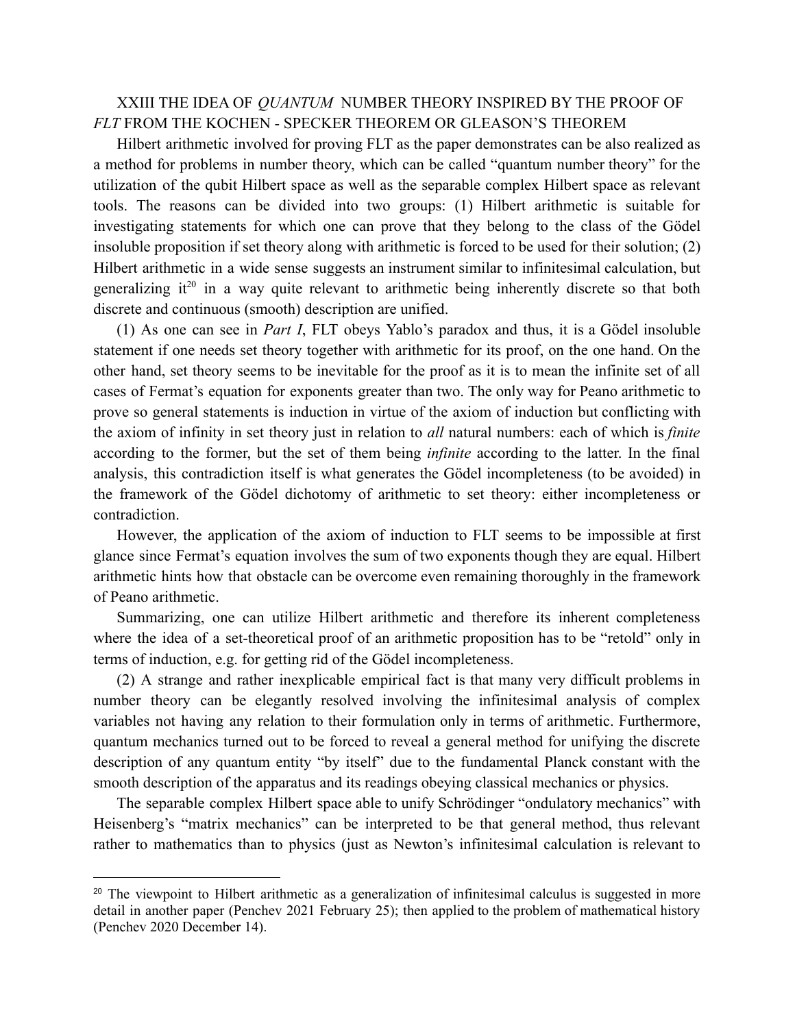## XXIII THE IDEA OF *QUANTUM* NUMBER THEORY INSPIRED BY THE PROOF OF *FLT* FROM THE KOCHEN - SPECKER THEOREM OR GLEASON'S THEOREM

Hilbert arithmetic involved for proving FLT as the paper demonstrates can be also realized as a method for problems in number theory, which can be called "quantum number theory" for the utilization of the qubit Hilbert space as well as the separable complex Hilbert space as relevant tools. The reasons can be divided into two groups: (1) Hilbert arithmetic is suitable for investigating statements for which one can prove that they belong to the class of the Gödel insoluble proposition if set theory along with arithmetic is forced to be used for their solution; (2) Hilbert arithmetic in a wide sense suggests an instrument similar to infinitesimal calculation, but generalizing it[20] in a way quite relevant to arithmetic being inherently discrete so that both discrete and continuous (smooth) description are unified.

(1) As one can see in *Part I*, FLT obeys Yablo's paradox and thus, it is a Gödel insoluble statement if one needs set theory together with arithmetic for its proof, on the one hand. On the other hand, set theory seems to be inevitable for the proof as it is to mean the infinite set of all cases of Fermat's equation for exponents greater than two. The only way for Peano arithmetic to prove so general statements is induction in virtue of the axiom of induction but conflicting with the axiom of infinity in set theory just in relation to *all* natural numbers: each of which is *finite* according to the former, but the set of them being *infinite* according to the latter. In the final analysis, this contradiction itself is what generates the Gödel incompleteness (to be avoided) in the framework of the Gödel dichotomy of arithmetic to set theory: either incompleteness or contradiction.

However, the application of the axiom of induction to FLT seems to be impossible at first glance since Fermat's equation involves the sum of two exponents though they are equal. Hilbert arithmetic hints how that obstacle can be overcome even remaining thoroughly in the framework of Peano arithmetic.

Summarizing, one can utilize Hilbert arithmetic and therefore its inherent completeness where the idea of a set-theoretical proof of an arithmetic proposition has to be "retold" only in terms of induction, e.g. for getting rid of the Gödel incompleteness.

(2) A strange and rather inexplicable empirical fact is that many very difficult problems in number theory can be elegantly resolved involving the infinitesimal analysis of complex variables not having any relation to their formulation only in terms of arithmetic. Furthermore, quantum mechanics turned out to be forced to reveal a general method for unifying the discrete description of any quantum entity "by itself" due to the fundamental Planck constant with the smooth description of the apparatus and its readings obeying classical mechanics or physics.

The separable complex Hilbert space able to unify Schrödinger "ondulatory mechanics" with Heisenberg's "matrix mechanics" can be interpreted to be that general method, thus relevant rather to mathematics than to physics (just as Newton's infinitesimal calculation is relevant to

[20] The viewpoint to Hilbert arithmetic as a generalization of infinitesimal calculus is suggested in more detail in another paper (Penchev 2021 February 25); then applied to the problem of mathematical history (Penchev 2020 December 14).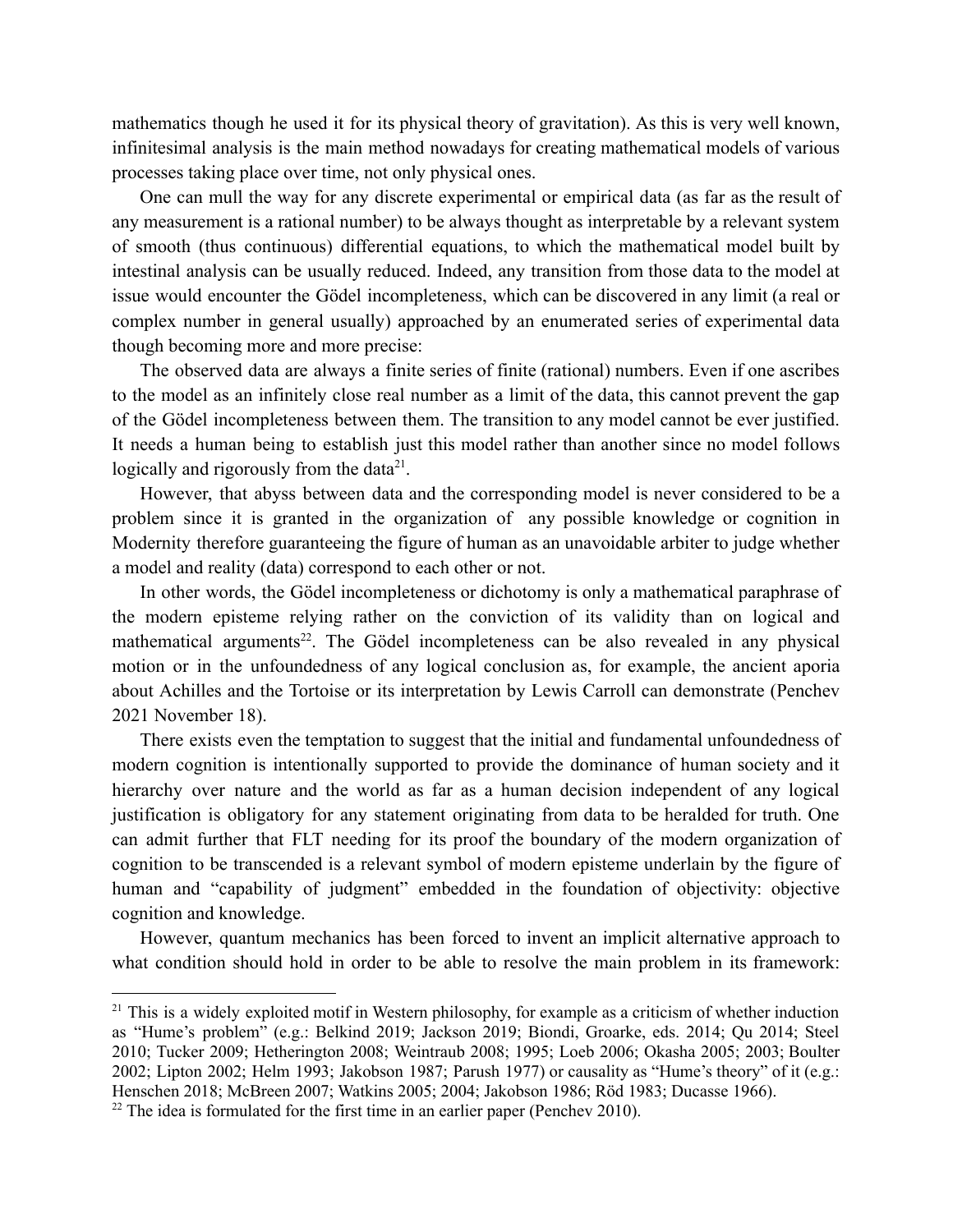mathematics though he used it for its physical theory of gravitation). As this is very well known, infinitesimal analysis is the main method nowadays for creating mathematical models of various processes taking place over time, not only physical ones.

One can mull the way for any discrete experimental or empirical data (as far as the result of any measurement is a rational number) to be always thought as interpretable by a relevant system of smooth (thus continuous) differential equations, to which the mathematical model built by intestinal analysis can be usually reduced. Indeed, any transition from those data to the model at issue would encounter the Gödel incompleteness, which can be discovered in any limit (a real or complex number in general usually) approached by an enumerated series of experimental data though becoming more and more precise:

The observed data are always a finite series of finite (rational) numbers. Even if one ascribes to the model as an infinitely close real number as a limit of the data, this cannot prevent the gap of the Gödel incompleteness between them. The transition to any model cannot be ever justified. It needs a human being to establish just this model rather than another since no model follows logically and rigorously from the data[21].

However, that abyss between data and the corresponding model is never considered to be a problem since it is granted in the organization of any possible knowledge or cognition in Modernity therefore guaranteeing the figure of human as an unavoidable arbiter to judge whether a model and reality (data) correspond to each other or not.

In other words, the Gödel incompleteness or dichotomy is only a mathematical paraphrase of the modern episteme relying rather on the conviction of its validity than on logical and mathematical arguments[22]. The Gödel incompleteness can be also revealed in any physical motion or in the unfoundedness of any logical conclusion as, for example, the ancient aporia about Achilles and the Tortoise or its interpretation by Lewis Carroll can demonstrate (Penchev 2021 November 18).

There exists even the temptation to suggest that the initial and fundamental unfoundedness of modern cognition is intentionally supported to provide the dominance of human society and it hierarchy over nature and the world as far as a human decision independent of any logical justification is obligatory for any statement originating from data to be heralded for truth. One can admit further that FLT needing for its proof the boundary of the modern organization of cognition to be transcended is a relevant symbol of modern episteme underlain by the figure of human and "capability of judgment" embedded in the foundation of objectivity: objective cognition and knowledge.

However, quantum mechanics has been forced to invent an implicit alternative approach to what condition should hold in order to be able to resolve the main problem in its framework:

---

[21] This is a widely exploited motif in Western philosophy, for example as a criticism of whether induction as "Hume's problem" (e.g.: Belkind 2019; Jackson 2019; Biondi, Groarke, eds. 2014; Qu 2014; Steel 2010; Tucker 2009; Hetherington 2008; Weintraub 2008; 1995; Loeb 2006; Okasha 2005; 2003; Boulter 2002; Lipton 2002; Helm 1993; Jakobson 1987; Parush 1977) or causality as "Hume's theory" of it (e.g.: Henschen 2018; McBreen 2007; Watkins 2005; 2004; Jakobson 1986; Röd 1983; Ducasse 1966).

[22] The idea is formulated for the first time in an earlier paper (Penchev 2010).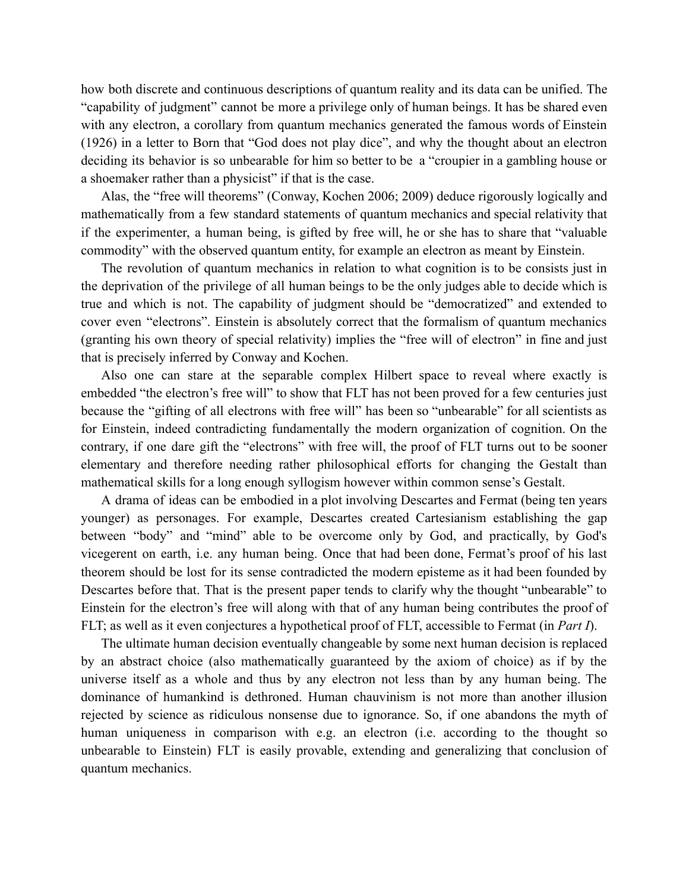how both discrete and continuous descriptions of quantum reality and its data can be unified. The "capability of judgment" cannot be more a privilege only of human beings. It has be shared even with any electron, a corollary from quantum mechanics generated the famous words of Einstein (1926) in a letter to Born that "God does not play dice", and why the thought about an electron deciding its behavior is so unbearable for him so better to be a "croupier in a gambling house or a shoemaker rather than a physicist" if that is the case.

Alas, the "free will theorems" (Conway, Kochen 2006; 2009) deduce rigorously logically and mathematically from a few standard statements of quantum mechanics and special relativity that if the experimenter, a human being, is gifted by free will, he or she has to share that "valuable commodity" with the observed quantum entity, for example an electron as meant by Einstein.

The revolution of quantum mechanics in relation to what cognition is to be consists just in the deprivation of the privilege of all human beings to be the only judges able to decide which is true and which is not. The capability of judgment should be "democratized" and extended to cover even "electrons". Einstein is absolutely correct that the formalism of quantum mechanics (granting his own theory of special relativity) implies the "free will of electron" in fine and just that is precisely inferred by Conway and Kochen.

Also one can stare at the separable complex Hilbert space to reveal where exactly is embedded "the electron's free will" to show that FLT has not been proved for a few centuries just because the "gifting of all electrons with free will" has been so "unbearable" for all scientists as for Einstein, indeed contradicting fundamentally the modern organization of cognition. On the contrary, if one dare gift the "electrons" with free will, the proof of FLT turns out to be sooner elementary and therefore needing rather philosophical efforts for changing the Gestalt than mathematical skills for a long enough syllogism however within common sense's Gestalt.

A drama of ideas can be embodied in a plot involving Descartes and Fermat (being ten years younger) as personages. For example, Descartes created Cartesianism establishing the gap between "body" and "mind" able to be overcome only by God, and practically, by God's vicegerent on earth, i.e. any human being. Once that had been done, Fermat's proof of his last theorem should be lost for its sense contradicted the modern episteme as it had been founded by Descartes before that. That is the present paper tends to clarify why the thought "unbearable" to Einstein for the electron's free will along with that of any human being contributes the proof of FLT; as well as it even conjectures a hypothetical proof of FLT, accessible to Fermat (in *Part I*).

The ultimate human decision eventually changeable by some next human decision is replaced by an abstract choice (also mathematically guaranteed by the axiom of choice) as if by the universe itself as a whole and thus by any electron not less than by any human being. The dominance of humankind is dethroned. Human chauvinism is not more than another illusion rejected by science as ridiculous nonsense due to ignorance. So, if one abandons the myth of human uniqueness in comparison with e.g. an electron (i.e. according to the thought so unbearable to Einstein) FLT is easily provable, extending and generalizing that conclusion of quantum mechanics.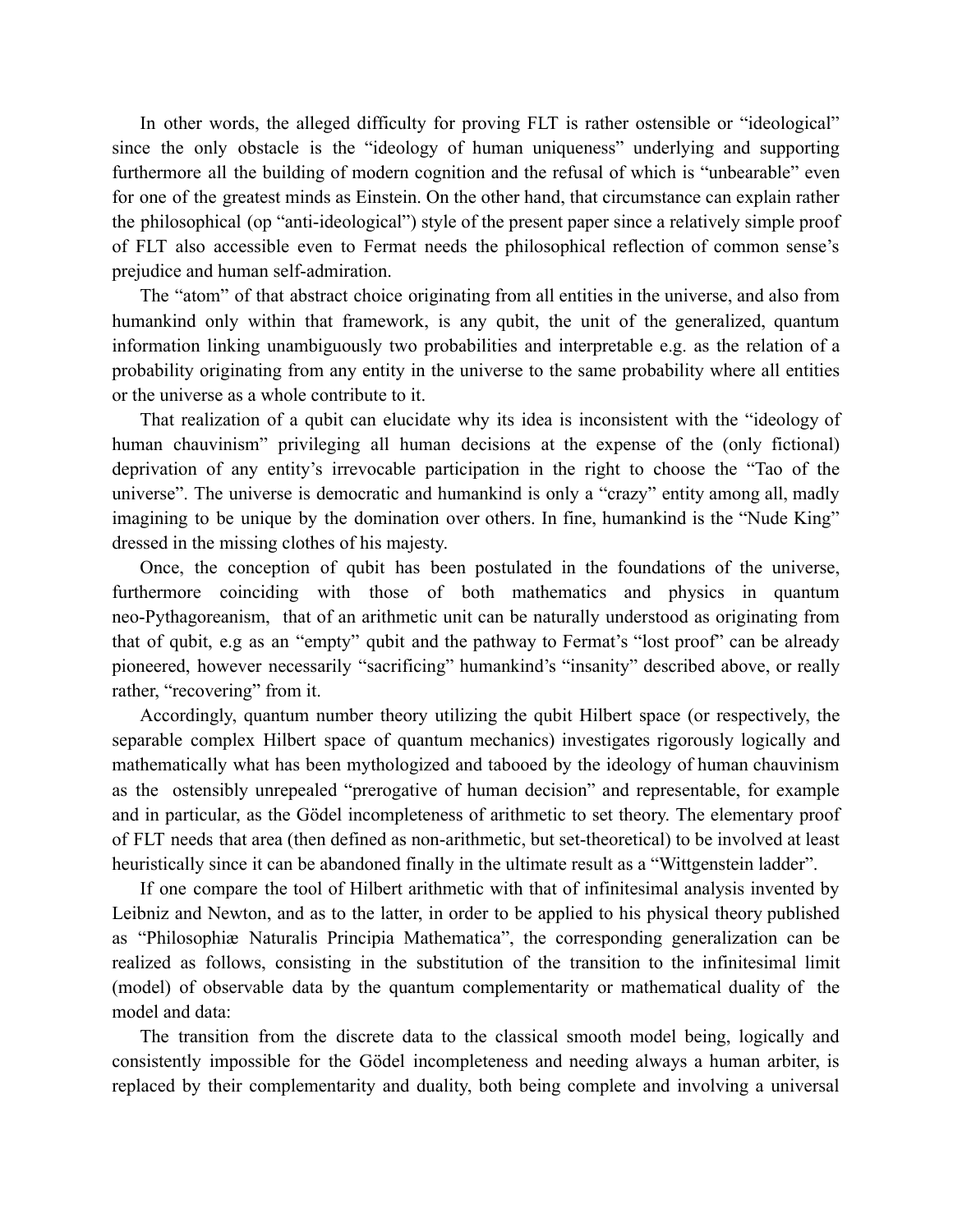In other words, the alleged difficulty for proving FLT is rather ostensible or "ideological" since the only obstacle is the "ideology of human uniqueness" underlying and supporting furthermore all the building of modern cognition and the refusal of which is "unbearable" even for one of the greatest minds as Einstein. On the other hand, that circumstance can explain rather the philosophical (op "anti-ideological") style of the present paper since a relatively simple proof of FLT also accessible even to Fermat needs the philosophical reflection of common sense's prejudice and human self-admiration.

The "atom" of that abstract choice originating from all entities in the universe, and also from humankind only within that framework, is any qubit, the unit of the generalized, quantum information linking unambiguously two probabilities and interpretable e.g. as the relation of a probability originating from any entity in the universe to the same probability where all entities or the universe as a whole contribute to it.

That realization of a qubit can elucidate why its idea is inconsistent with the "ideology of human chauvinism" privileging all human decisions at the expense of the (only fictional) deprivation of any entity's irrevocable participation in the right to choose the "Tao of the universe". The universe is democratic and humankind is only a "crazy" entity among all, madly imagining to be unique by the domination over others. In fine, humankind is the "Nude King" dressed in the missing clothes of his majesty.

Once, the conception of qubit has been postulated in the foundations of the universe, furthermore coinciding with those of both mathematics and physics in quantum neo-Pythagoreanism, that of an arithmetic unit can be naturally understood as originating from that of qubit, e.g as an "empty" qubit and the pathway to Fermat's "lost proof" can be already pioneered, however necessarily "sacrificing" humankind's "insanity" described above, or really rather, "recovering" from it.

Accordingly, quantum number theory utilizing the qubit Hilbert space (or respectively, the separable complex Hilbert space of quantum mechanics) investigates rigorously logically and mathematically what has been mythologized and tabooed by the ideology of human chauvinism as the ostensibly unrepealed "prerogative of human decision" and representable, for example and in particular, as the Gödel incompleteness of arithmetic to set theory. The elementary proof of FLT needs that area (then defined as non-arithmetic, but set-theoretical) to be involved at least heuristically since it can be abandoned finally in the ultimate result as a "Wittgenstein ladder".

If one compare the tool of Hilbert arithmetic with that of infinitesimal analysis invented by Leibniz and Newton, and as to the latter, in order to be applied to his physical theory published as "Philosophiæ Naturalis Principia Mathematica", the corresponding generalization can be realized as follows, consisting in the substitution of the transition to the infinitesimal limit (model) of observable data by the quantum complementarity or mathematical duality of the model and data:

The transition from the discrete data to the classical smooth model being, logically and consistently impossible for the Gödel incompleteness and needing always a human arbiter, is replaced by their complementarity and duality, both being complete and involving a universal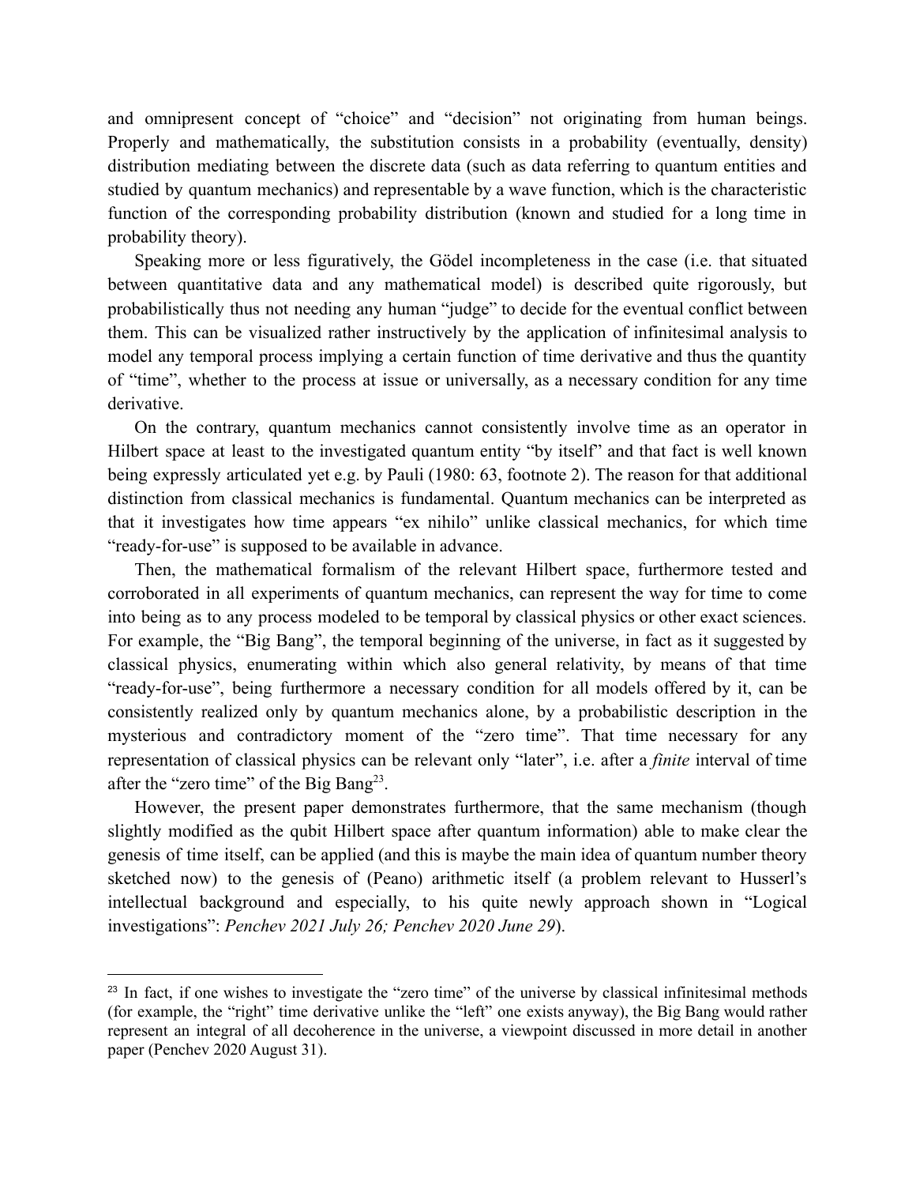and omnipresent concept of "choice" and "decision" not originating from human beings. Properly and mathematically, the substitution consists in a probability (eventually, density) distribution mediating between the discrete data (such as data referring to quantum entities and studied by quantum mechanics) and representable by a wave function, which is the characteristic function of the corresponding probability distribution (known and studied for a long time in probability theory).

Speaking more or less figuratively, the Gödel incompleteness in the case (i.e. that situated between quantitative data and any mathematical model) is described quite rigorously, but probabilistically thus not needing any human "judge" to decide for the eventual conflict between them. This can be visualized rather instructively by the application of infinitesimal analysis to model any temporal process implying a certain function of time derivative and thus the quantity of "time", whether to the process at issue or universally, as a necessary condition for any time derivative.

On the contrary, quantum mechanics cannot consistently involve time as an operator in Hilbert space at least to the investigated quantum entity "by itself" and that fact is well known being expressly articulated yet e.g. by Pauli (1980: 63, footnote 2). The reason for that additional distinction from classical mechanics is fundamental. Quantum mechanics can be interpreted as that it investigates how time appears "ex nihilo" unlike classical mechanics, for which time "ready-for-use" is supposed to be available in advance.

Then, the mathematical formalism of the relevant Hilbert space, furthermore tested and corroborated in all experiments of quantum mechanics, can represent the way for time to come into being as to any process modeled to be temporal by classical physics or other exact sciences. For example, the "Big Bang", the temporal beginning of the universe, in fact as it suggested by classical physics, enumerating within which also general relativity, by means of that time "ready-for-use", being furthermore a necessary condition for all models offered by it, can be consistently realized only by quantum mechanics alone, by a probabilistic description in the mysterious and contradictory moment of the "zero time". That time necessary for any representation of classical physics can be relevant only "later", i.e. after a *finite* interval of time after the "zero time" of the Big Bang[23].

However, the present paper demonstrates furthermore, that the same mechanism (though slightly modified as the qubit Hilbert space after quantum information) able to make clear the genesis of time itself, can be applied (and this is maybe the main idea of quantum number theory sketched now) to the genesis of (Peano) arithmetic itself (a problem relevant to Husserl's intellectual background and especially, to his quite newly approach shown in "Logical investigations": *Penchev 2021 July 26; Penchev 2020 June 29*).

---

[23] In fact, if one wishes to investigate the "zero time" of the universe by classical infinitesimal methods (for example, the "right" time derivative unlike the "left" one exists anyway), the Big Bang would rather represent an integral of all decoherence in the universe, a viewpoint discussed in more detail in another paper (Penchev 2020 August 31).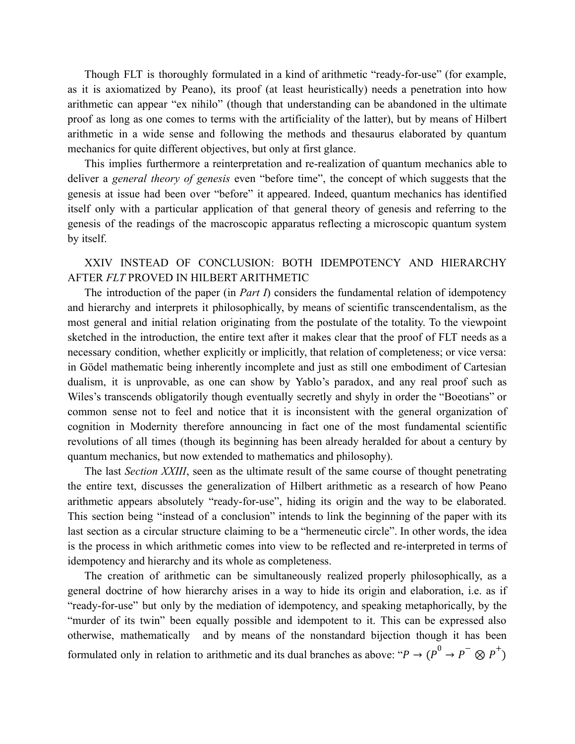Though FLT is thoroughly formulated in a kind of arithmetic "ready-for-use" (for example, as it is axiomatized by Peano), its proof (at least heuristically) needs a penetration into how arithmetic can appear "ex nihilo" (though that understanding can be abandoned in the ultimate proof as long as one comes to terms with the artificiality of the latter), but by means of Hilbert arithmetic in a wide sense and following the methods and thesaurus elaborated by quantum mechanics for quite different objectives, but only at first glance.

This implies furthermore a reinterpretation and re-realization of quantum mechanics able to deliver a *general theory of genesis* even "before time", the concept of which suggests that the genesis at issue had been over "before" it appeared. Indeed, quantum mechanics has identified itself only with a particular application of that general theory of genesis and referring to the genesis of the readings of the macroscopic apparatus reflecting a microscopic quantum system by itself.

## XXIV INSTEAD OF CONCLUSION: BOTH IDEMPOTENCY AND HIERARCHY AFTER *FLT* PROVED IN HILBERT ARITHMETIC

The introduction of the paper (in *Part I*) considers the fundamental relation of idempotency and hierarchy and interprets it philosophically, by means of scientific transcendentalism, as the most general and initial relation originating from the postulate of the totality. To the viewpoint sketched in the introduction, the entire text after it makes clear that the proof of FLT needs as a necessary condition, whether explicitly or implicitly, that relation of completeness; or vice versa: in Gödel mathematic being inherently incomplete and just as still one embodiment of Cartesian dualism, it is unprovable, as one can show by Yablo's paradox, and any real proof such as Wiles's transcends obligatorily though eventually secretly and shyly in order the "Boeotians" or common sense not to feel and notice that it is inconsistent with the general organization of cognition in Modernity therefore announcing in fact one of the most fundamental scientific revolutions of all times (though its beginning has been already heralded for about a century by quantum mechanics, but now extended to mathematics and philosophy).

The last *Section XXIII*, seen as the ultimate result of the same course of thought penetrating the entire text, discusses the generalization of Hilbert arithmetic as a research of how Peano arithmetic appears absolutely "ready-for-use", hiding its origin and the way to be elaborated. This section being "instead of a conclusion" intends to link the beginning of the paper with its last section as a circular structure claiming to be a "hermeneutic circle". In other words, the idea is the process in which arithmetic comes into view to be reflected and re-interpreted in terms of idempotency and hierarchy and its whole as completeness.

The creation of arithmetic can be simultaneously realized properly philosophically, as a general doctrine of how hierarchy arises in a way to hide its origin and elaboration, i.e. as if "ready-for-use" but only by the mediation of idempotency, and speaking metaphorically, by the "murder of its twin" been equally possible and idempotent to it. This can be expressed also otherwise, mathematically and by means of the nonstandard bijection though it has been formulated only in relation to arithmetic and its dual branches as above: "$P \rightarrow (P^0 \rightarrow P^- \otimes P^+)$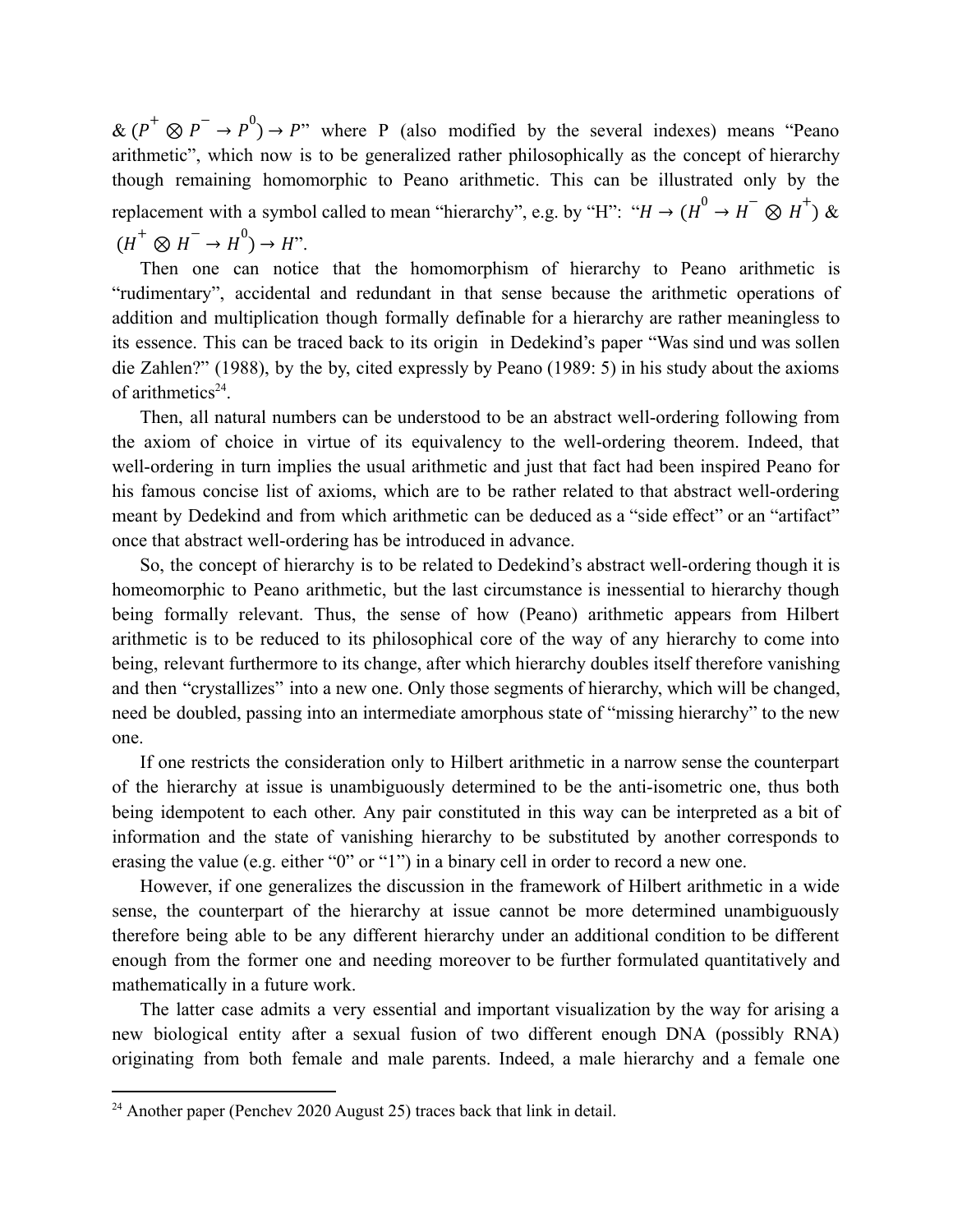& $(P^{+} \otimes P^{-} \rightarrow P^{0}) \rightarrow P$" where P (also modified by the several indexes) means "Peano arithmetic", which now is to be generalized rather philosophically as the concept of hierarchy though remaining homomorphic to Peano arithmetic. This can be illustrated only by the replacement with a symbol called to mean "hierarchy", e.g. by "H": "$H \rightarrow (H^{0} \rightarrow H^{-} \otimes H^{+})$ & $(H^{+} \otimes H^{-} \rightarrow H^{0}) \rightarrow H$".

Then one can notice that the homomorphism of hierarchy to Peano arithmetic is "rudimentary", accidental and redundant in that sense because the arithmetic operations of addition and multiplication though formally definable for a hierarchy are rather meaningless to its essence. This can be traced back to its origin in Dedekind's paper "Was sind und was sollen die Zahlen?" (1988), by the by, cited expressly by Peano (1989: 5) in his study about the axioms of arithmetics[24].

Then, all natural numbers can be understood to be an abstract well-ordering following from the axiom of choice in virtue of its equivalency to the well-ordering theorem. Indeed, that well-ordering in turn implies the usual arithmetic and just that fact had been inspired Peano for his famous concise list of axioms, which are to be rather related to that abstract well-ordering meant by Dedekind and from which arithmetic can be deduced as a "side effect" or an "artifact" once that abstract well-ordering has be introduced in advance.

So, the concept of hierarchy is to be related to Dedekind's abstract well-ordering though it is homeomorphic to Peano arithmetic, but the last circumstance is inessential to hierarchy though being formally relevant. Thus, the sense of how (Peano) arithmetic appears from Hilbert arithmetic is to be reduced to its philosophical core of the way of any hierarchy to come into being, relevant furthermore to its change, after which hierarchy doubles itself therefore vanishing and then "crystallizes" into a new one. Only those segments of hierarchy, which will be changed, need be doubled, passing into an intermediate amorphous state of "missing hierarchy" to the new one.

If one restricts the consideration only to Hilbert arithmetic in a narrow sense the counterpart of the hierarchy at issue is unambiguously determined to be the anti-isometric one, thus both being idempotent to each other. Any pair constituted in this way can be interpreted as a bit of information and the state of vanishing hierarchy to be substituted by another corresponds to erasing the value (e.g. either "0" or "1") in a binary cell in order to record a new one.

However, if one generalizes the discussion in the framework of Hilbert arithmetic in a wide sense, the counterpart of the hierarchy at issue cannot be more determined unambiguously therefore being able to be any different hierarchy under an additional condition to be different enough from the former one and needing moreover to be further formulated quantitatively and mathematically in a future work.

The latter case admits a very essential and important visualization by the way for arising a new biological entity after a sexual fusion of two different enough DNA (possibly RNA) originating from both female and male parents. Indeed, a male hierarchy and a female one

---

[24] Another paper (Penchev 2020 August 25) traces back that link in detail.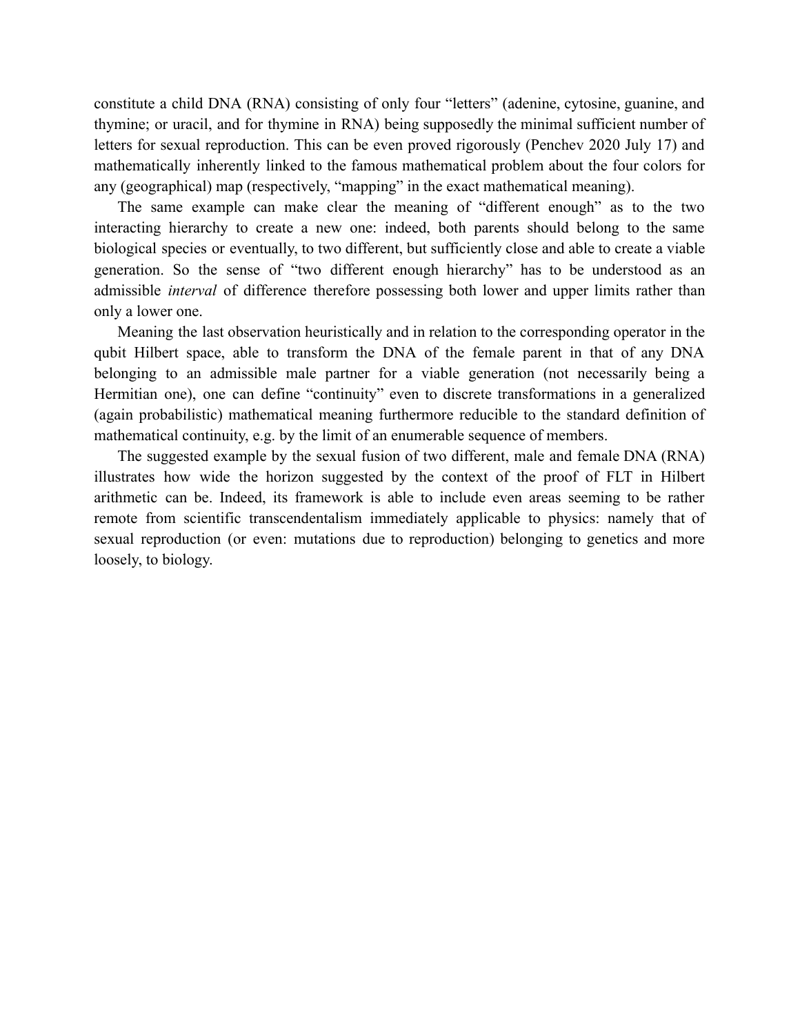constitute a child DNA (RNA) consisting of only four “letters” (adenine, cytosine, guanine, and thymine; or uracil, and for thymine in RNA) being supposedly the minimal sufficient number of letters for sexual reproduction. This can be even proved rigorously (Penchev 2020 July 17) and mathematically inherently linked to the famous mathematical problem about the four colors for any (geographical) map (respectively, “mapping” in the exact mathematical meaning).

The same example can make clear the meaning of “different enough” as to the two interacting hierarchy to create a new one: indeed, both parents should belong to the same biological species or eventually, to two different, but sufficiently close and able to create a viable generation. So the sense of “two different enough hierarchy” has to be understood as an admissible *interval* of difference therefore possessing both lower and upper limits rather than only a lower one.

Meaning the last observation heuristically and in relation to the corresponding operator in the qubit Hilbert space, able to transform the DNA of the female parent in that of any DNA belonging to an admissible male partner for a viable generation (not necessarily being a Hermitian one), one can define “continuity” even to discrete transformations in a generalized (again probabilistic) mathematical meaning furthermore reducible to the standard definition of mathematical continuity, e.g. by the limit of an enumerable sequence of members.

The suggested example by the sexual fusion of two different, male and female DNA (RNA) illustrates how wide the horizon suggested by the context of the proof of FLT in Hilbert arithmetic can be. Indeed, its framework is able to include even areas seeming to be rather remote from scientific transcendentalism immediately applicable to physics: namely that of sexual reproduction (or even: mutations due to reproduction) belonging to genetics and more loosely, to biology.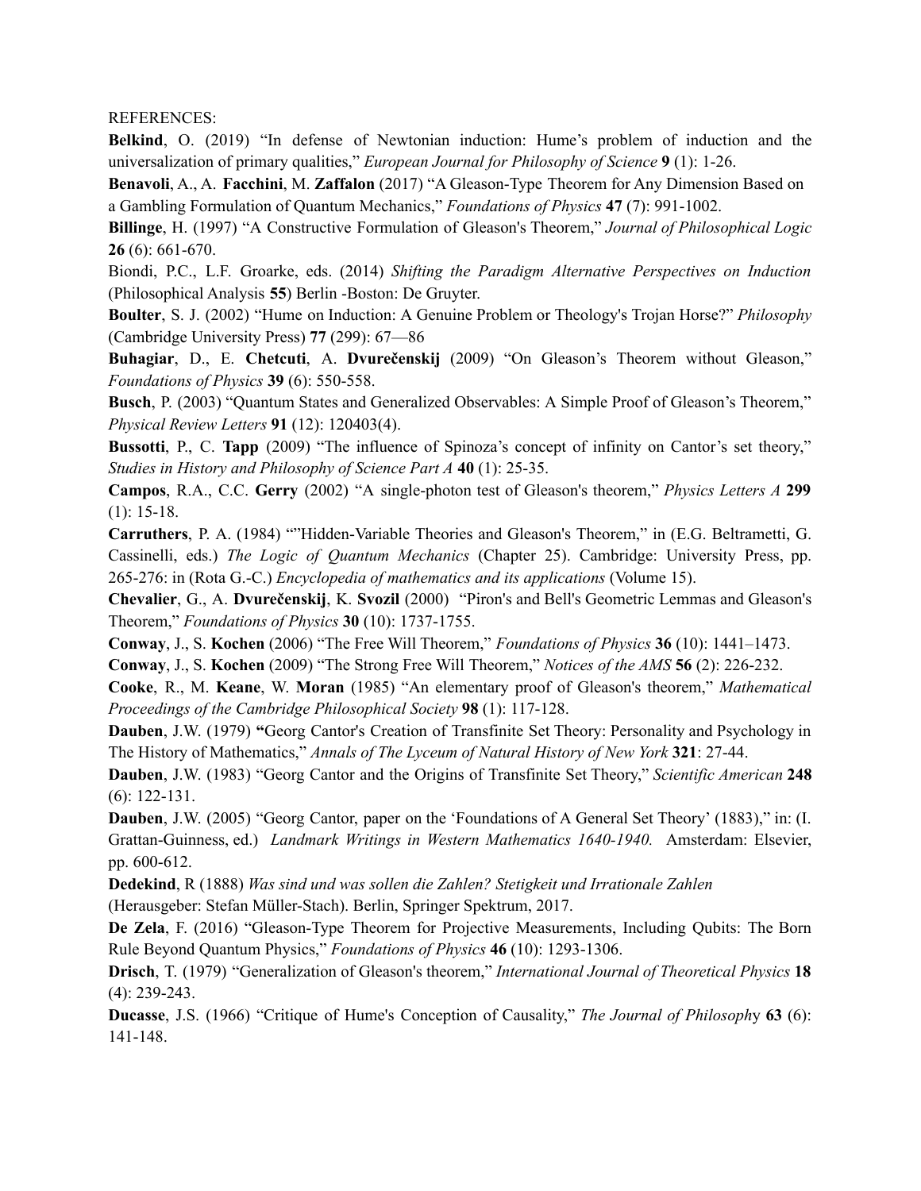REFERENCES:

**Belkind**, O. (2019) “In defense of Newtonian induction: Hume’s problem of induction and the universalization of primary qualities,” *European Journal for Philosophy of Science* **9** (1): 1-26.

**Benavoli**, A., A. **Facchini**, M. **Zaffalon** (2017) “A Gleason-Type Theorem for Any Dimension Based on a Gambling Formulation of Quantum Mechanics,” *Foundations of Physics* **47** (7): 991-1002.

**Billinge**, H. (1997) “A Constructive Formulation of Gleason's Theorem,” *Journal of Philosophical Logic* **26** (6): 661-670.

Biondi, P.C., L.F. Groarke, eds. (2014) *Shifting the Paradigm Alternative Perspectives on Induction* (Philosophical Analysis **55**) Berlin -Boston: De Gruyter.

**Boulter**, S. J. (2002) “Hume on Induction: A Genuine Problem or Theology's Trojan Horse?” *Philosophy* (Cambridge University Press) **77** (299): 67—86

**Buhagiar**, D., E. **Chetcuti**, A. **Dvurečenskij** (2009) “On Gleason’s Theorem without Gleason,” *Foundations of Physics* **39** (6): 550-558.

**Busch**, P. (2003) “Quantum States and Generalized Observables: A Simple Proof of Gleason’s Theorem,” *Physical Review Letters* **91** (12): 120403(4).

**Bussotti**, P., C. **Tapp** (2009) “The influence of Spinoza’s concept of infinity on Cantor’s set theory,” *Studies in History and Philosophy of Science Part A* **40** (1): 25-35.

**Campos**, R.A., C.C. **Gerry** (2002) “A single-photon test of Gleason's theorem,” *Physics Letters A* **299** (1): 15-18.

**Carruthers**, P. A. (1984) “”Hidden-Variable Theories and Gleason's Theorem,” in (E.G. Beltrametti, G. Cassinelli, eds.) *The Logic of Quantum Mechanics* (Chapter 25). Cambridge: University Press, pp. 265-276: in (Rota G.-C.) *Encyclopedia of mathematics and its applications* (Volume 15).

**Chevalier**, G., A. **Dvurečenskij**, K. **Svozil** (2000) “Piron's and Bell's Geometric Lemmas and Gleason's Theorem,” *Foundations of Physics* **30** (10): 1737-1755.

**Conway**, J., S. **Kochen** (2006) “The Free Will Theorem,” *Foundations of Physics* **36** (10): 1441–1473.

**Conway**, J., S. **Kochen** (2009) “The Strong Free Will Theorem,” *Notices of the AMS* **56** (2): 226-232.

**Cooke**, R., M. **Keane**, W. **Moran** (1985) “An elementary proof of Gleason's theorem,” *Mathematical Proceedings of the Cambridge Philosophical Society* **98** (1): 117-128.

**Dauben**, J.W. (1979) **“**Georg Cantor's Creation of Transfinite Set Theory: Personality and Psychology in The History of Mathematics,” *Annals of The Lyceum of Natural History of New York* **321**: 27-44.

**Dauben**, J.W. (1983) “Georg Cantor and the Origins of Transfinite Set Theory,” *Scientific American* **248** (6): 122-131.

**Dauben**, J.W. (2005) “Georg Cantor, paper on the ‘Foundations of A General Set Theory’ (1883),” in: (I. Grattan-Guinness, ed.) *Landmark Writings in Western Mathematics 1640-1940.* Amsterdam: Elsevier, pp. 600-612.

**Dedekind**, R (1888) *Was sind und was sollen die Zahlen? Stetigkeit und Irrationale Zahlen* (Herausgeber: Stefan Müller-Stach). Berlin, Springer Spektrum, 2017.

**De Zela**, F. (2016) “Gleason-Type Theorem for Projective Measurements, Including Qubits: The Born Rule Beyond Quantum Physics,” *Foundations of Physics* **46** (10): 1293-1306.

**Drisch**, T. (1979) “Generalization of Gleason's theorem,” *International Journal of Theoretical Physics* **18** (4): 239-243.

**Ducasse**, J.S. (1966) “Critique of Hume's Conception of Causality,” *The Journal of Philosophy* **63** (6): 141-148.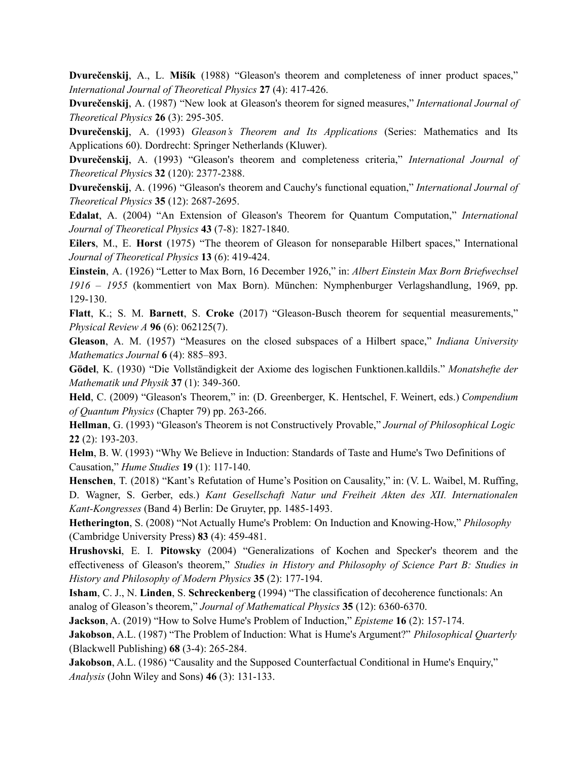**Dvurečenskij**, A., L. **Mišík** (1988) "Gleason's theorem and completeness of inner product spaces," *International Journal of Theoretical Physics* **27** (4): 417-426.

**Dvurečenskij**, A. (1987) "New look at Gleason's theorem for signed measures," *International Journal of Theoretical Physics* **26** (3): 295-305.

**Dvurečenskij**, A. (1993) *Gleason's Theorem and Its Applications* (Series: Mathematics and Its Applications 60). Dordrecht: Springer Netherlands (Kluwer).

**Dvurečenskij**, A. (1993) "Gleason's theorem and completeness criteria," *International Journal of Theoretical Physics* **32** (120): 2377-2388.

**Dvurečenskij**, A. (1996) "Gleason's theorem and Cauchy's functional equation," *International Journal of Theoretical Physics* **35** (12): 2687-2695.

**Edalat**, A. (2004) "An Extension of Gleason's Theorem for Quantum Computation," *International Journal of Theoretical Physics* **43** (7-8): 1827-1840.

**Eilers**, M., E. **Horst** (1975) "The theorem of Gleason for nonseparable Hilbert spaces," International *Journal of Theoretical Physics* **13** (6): 419-424.

**Einstein**, A. (1926) "Letter to Max Born, 16 December 1926," in: *Albert Einstein Max Born Briefwechsel 1916 – 1955* (kommentiert von Max Born). München: Nymphenburger Verlagshandlung, 1969, pp. 129-130.

**Flatt**, K.; S. M. **Barnett**, S. **Croke** (2017) "Gleason-Busch theorem for sequential measurements," *Physical Review A* **96** (6): 062125(7).

**Gleason**, A. M. (1957) "Measures on the closed subspaces of a Hilbert space," *Indiana University Mathematics Journal* **6** (4): 885–893.

**Gödel**, K. (1930) "Die Vollständigkeit der Axiome des logischen Funktionen.kalldils." *Monatshefte der Mathematik und Physik* **37** (1): 349-360.

**Held**, C. (2009) "Gleason's Theorem," in: (D. Greenberger, K. Hentschel, F. Weinert, eds.) *Compendium of Quantum Physics* (Chapter 79) pp. 263-266.

**Hellman**, G. (1993) "Gleason's Theorem is not Constructively Provable," *Journal of Philosophical Logic* **22** (2): 193-203.

**Helm**, B. W. (1993) "Why We Believe in Induction: Standards of Taste and Hume's Two Definitions of Causation," *Hume Studies* **19** (1): 117-140.

**Henschen**, T. (2018) "Kant's Refutation of Hume's Position on Causality," in: (V. L. Waibel, M. Ruffing, D. Wagner, S. Gerber, eds.) *Kant Gesellschaft Natur und Freiheit Akten des XII. Internationalen Kant-Kongresses* (Band 4) Berlin: De Gruyter, pp. 1485-1493.

**Hetherington**, S. (2008) "Not Actually Hume's Problem: On Induction and Knowing-How," *Philosophy* (Cambridge University Press) **83** (4): 459-481.

**Hrushovski**, E. I. **Pitowsky** (2004) "Generalizations of Kochen and Specker's theorem and the effectiveness of Gleason's theorem," *Studies in History and Philosophy of Science Part B: Studies in History and Philosophy of Modern Physics* **35** (2): 177-194.

**Isham**, C. J., N. **Linden**, S. **Schreckenberg** (1994) "The classification of decoherence functionals: An analog of Gleason's theorem," *Journal of Mathematical Physics* **35** (12): 6360-6370.

**Jackson**, A. (2019) "How to Solve Hume's Problem of Induction," *Episteme* **16** (2): 157-174.

**Jakobson**, A.L. (1987) "The Problem of Induction: What is Hume's Argument?" *Philosophical Quarterly* (Blackwell Publishing) **68** (3-4): 265-284.

**Jakobson**, A.L. (1986) "Causality and the Supposed Counterfactual Conditional in Hume's Enquiry," *Analysis* (John Wiley and Sons) **46** (3): 131-133.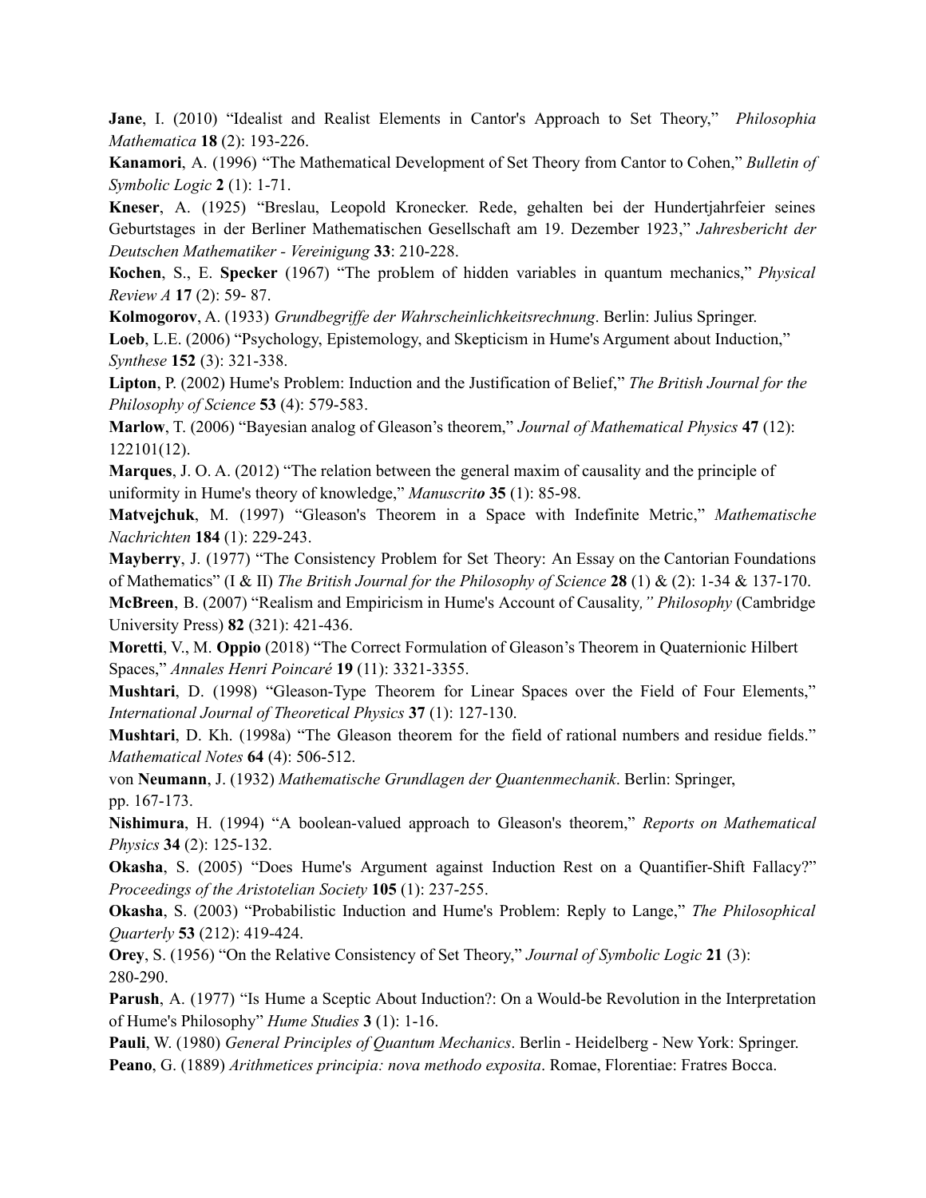**Jane**, I. (2010) “Idealist and Realist Elements in Cantor's Approach to Set Theory,” *Philosophia Mathematica* **18** (2): 193-226.

**Kanamori**, A. (1996) “The Mathematical Development of Set Theory from Cantor to Cohen,” *Bulletin of Symbolic Logic* **2** (1): 1-71.

**Kneser**, A. (1925) “Breslau, Leopold Kronecker. Rede, gehalten bei der Hundertjahrfeier seines Geburtstages in der Berliner Mathematischen Gesellschaft am 19. Dezember 1923,” *Jahresbericht der Deutschen Mathematiker - Vereinigung* **33**: 210-228.

**Kochen**, S., E. **Specker** (1967) “The problem of hidden variables in quantum mechanics,” *Physical Review A* **17** (2): 59- 87.

**Kolmogorov**, A. (1933) *Grundbegriffe der Wahrscheinlichkeitsrechnung*. Berlin: Julius Springer.

**Loeb**, L.E. (2006) “Psychology, Epistemology, and Skepticism in Hume's Argument about Induction,” *Synthese* **152** (3): 321-338.

**Lipton**, P. (2002) Hume's Problem: Induction and the Justification of Belief,” *The British Journal for the Philosophy of Science* **53** (4): 579-583.

**Marlow**, T. (2006) “Bayesian analog of Gleason’s theorem,” *Journal of Mathematical Physics* **47** (12): 122101(12).

**Marques**, J. O. A. (2012) “The relation between the general maxim of causality and the principle of uniformity in Hume's theory of knowledge,” *Manuscrito* **35** (1): 85-98.

**Matvejchuk**, M. (1997) “Gleason's Theorem in a Space with Indefinite Metric,” *Mathematische Nachrichten* **184** (1): 229-243.

**Mayberry**, J. (1977) “The Consistency Problem for Set Theory: An Essay on the Cantorian Foundations of Mathematics” (I & II) *The British Journal for the Philosophy of Science* **28** (1) & (2): 1-34 & 137-170.

**McBreen**, B. (2007) “Realism and Empiricism in Hume's Account of Causality*,” Philosophy* (Cambridge University Press) **82** (321): 421-436.

**Moretti**, V., M. **Oppio** (2018) “The Correct Formulation of Gleason’s Theorem in Quaternionic Hilbert Spaces,” *Annales Henri Poincaré* **19** (11): 3321-3355.

**Mushtari**, D. (1998) “Gleason-Type Theorem for Linear Spaces over the Field of Four Elements,” *International Journal of Theoretical Physics* **37** (1): 127-130.

**Mushtari**, D. Kh. (1998a) “The Gleason theorem for the field of rational numbers and residue fields.” *Mathematical Notes* **64** (4): 506-512.

von **Neumann**, J. (1932) *Mathematische Grundlagen der Quantenmechanik*. Berlin: Springer, pp. 167-173.

**Nishimura**, H. (1994) “A boolean-valued approach to Gleason's theorem,” *Reports on Mathematical Physics* **34** (2): 125-132.

**Okasha**, S. (2005) “Does Hume's Argument against Induction Rest on a Quantifier-Shift Fallacy?” *Proceedings of the Aristotelian Society* **105** (1): 237-255.

**Okasha**, S. (2003) “Probabilistic Induction and Hume's Problem: Reply to Lange,” *The Philosophical Quarterly* **53** (212): 419-424.

**Orey**, S. (1956) “On the Relative Consistency of Set Theory,” *Journal of Symbolic Logic* **21** (3): 280-290.

**Parush**, A. (1977) “Is Hume a Sceptic About Induction?: On a Would-be Revolution in the Interpretation of Hume's Philosophy” *Hume Studies* **3** (1): 1-16.

**Pauli**, W. (1980) *General Principles of Quantum Mechanics*. Berlin - Heidelberg - New York: Springer.

**Peano**, G. (1889) *Arithmetices principia: nova methodo exposita*. Romae, Florentiae: Fratres Bocca.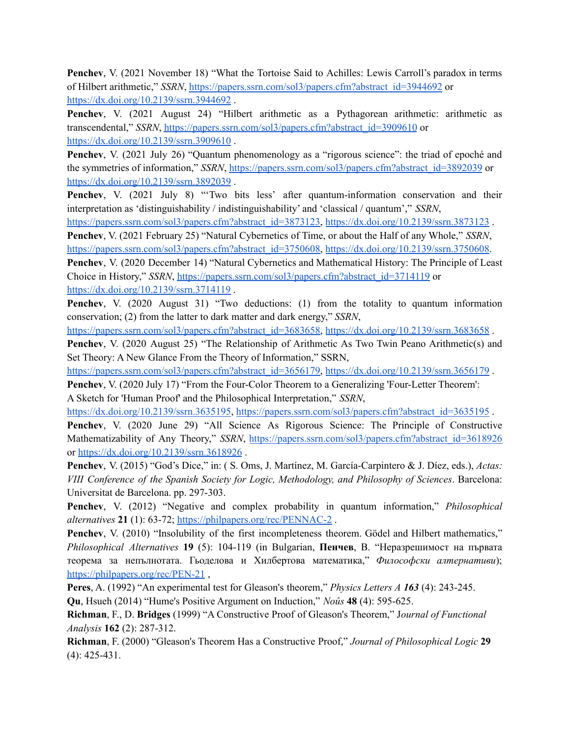**Penchev**, V. (2021 November 18) “What the Tortoise Said to Achilles: Lewis Carroll’s paradox in terms of Hilbert arithmetic,” *SSRN*, https://papers.ssrn.com/sol3/papers.cfm?abstract_id=3944692 or https://dx.doi.org/10.2139/ssrn.3944692 .

**Penchev**, V. (2021 August 24) “Hilbert arithmetic as a Pythagorean arithmetic: arithmetic as transcendental,” *SSRN*, https://papers.ssrn.com/sol3/papers.cfm?abstract_id=3909610 or https://dx.doi.org/10.2139/ssrn.3909610 .

**Penchev**, V. (2021 July 26) “Quantum phenomenology as a “rigorous science”: the triad of epoché and the symmetries of information,” *SSRN*, https://papers.ssrn.com/sol3/papers.cfm?abstract_id=3892039 or https://dx.doi.org/10.2139/ssrn.3892039 .

**Penchev**, V. (2021 July 8) “‘Two bits less’ after quantum-information conservation and their interpretation as ‘distinguishability / indistinguishability’ and ‘classical / quantum’,” *SSRN*, https://papers.ssrn.com/sol3/papers.cfm?abstract_id=3873123, https://dx.doi.org/10.2139/ssrn.3873123 .

**Penchev**, V. (2021 February 25) “Natural Cybernetics of Time, or about the Half of any Whole,” *SSRN*, https://papers.ssrn.com/sol3/papers.cfm?abstract_id=3750608, https://dx.doi.org/10.2139/ssrn.3750608.

**Penchev**, V. (2020 December 14) “Natural Cybernetics and Mathematical History: The Principle of Least Choice in History,” *SSRN*, https://papers.ssrn.com/sol3/papers.cfm?abstract_id=3714119 or https://dx.doi.org/10.2139/ssrn.3714119 .

**Penchev**, V. (2020 August 31) “Two deductions: (1) from the totality to quantum information conservation; (2) from the latter to dark matter and dark energy,” *SSRN*, https://papers.ssrn.com/sol3/papers.cfm?abstract_id=3683658, https://dx.doi.org/10.2139/ssrn.3683658 .

**Penchev**, V. (2020 August 25) “The Relationship of Arithmetic As Two Twin Peano Arithmetic(s) and Set Theory: A New Glance From the Theory of Information,” SSRN, https://papers.ssrn.com/sol3/papers.cfm?abstract_id=3656179, https://dx.doi.org/10.2139/ssrn.3656179 .

**Penchev**, V. (2020 July 17) “From the Four-Color Theorem to a Generalizing 'Four-Letter Theorem': A Sketch for 'Human Proof' and the Philosophical Interpretation,” *SSRN*, https://dx.doi.org/10.2139/ssrn.3635195, https://papers.ssrn.com/sol3/papers.cfm?abstract_id=3635195 .

**Penchev**, V. (2020 June 29) “All Science As Rigorous Science: The Principle of Constructive Mathematizability of Any Theory,” *SSRN*, https://papers.ssrn.com/sol3/papers.cfm?abstract_id=3618926 or https://dx.doi.org/10.2139/ssrn.3618926 .

**Penchev**, V. (2015) “God’s Dice,” in: ( S. Oms, J. Martínez, M. García-Carpintero & J. Díez, eds.), *Actas: VIII Conference of the Spanish Society for Logic, Methodology, and Philosophy of Sciences*. Barcelona: Universitat de Barcelona. pp. 297-303.

**Penchev**, V. (2012) “Negative and complex probability in quantum information,” *Philosophical alternatives* **21** (1): 63-72; https://philpapers.org/rec/PENNAC-2 .

**Penchev**, V. (2010) “Insolubility of the first incompleteness theorem. Gödel and Hilbert mathematics,” *Philosophical Alternatives* **19** (5): 104-119 (in Bulgarian, **Пенчев**, В. “Неразрешимост на първата теорема за непълнотата. Гьоделова и Хилбертова математика,” *Философски алтернативи*); https://philpapers.org/rec/PEN-21 ,

**Peres**, A. (1992) “An experimental test for Gleason's theorem,” *Physics Letters A* ***163*** (4): 243-245.

**Qu**, Hsueh (2014) “Hume's Positive Argument on Induction,” *Noûs* **48** (4): 595-625.

**Richman**, F., D. **Bridges** (1999) “A Constructive Proof of Gleason's Theorem,” J*ournal of Functional Analysis* **162** (2): 287-312.

**Richman**, F. (2000) “Gleason's Theorem Has a Constructive Proof,” *Journal of Philosophical Logic* **29** (4): 425-431.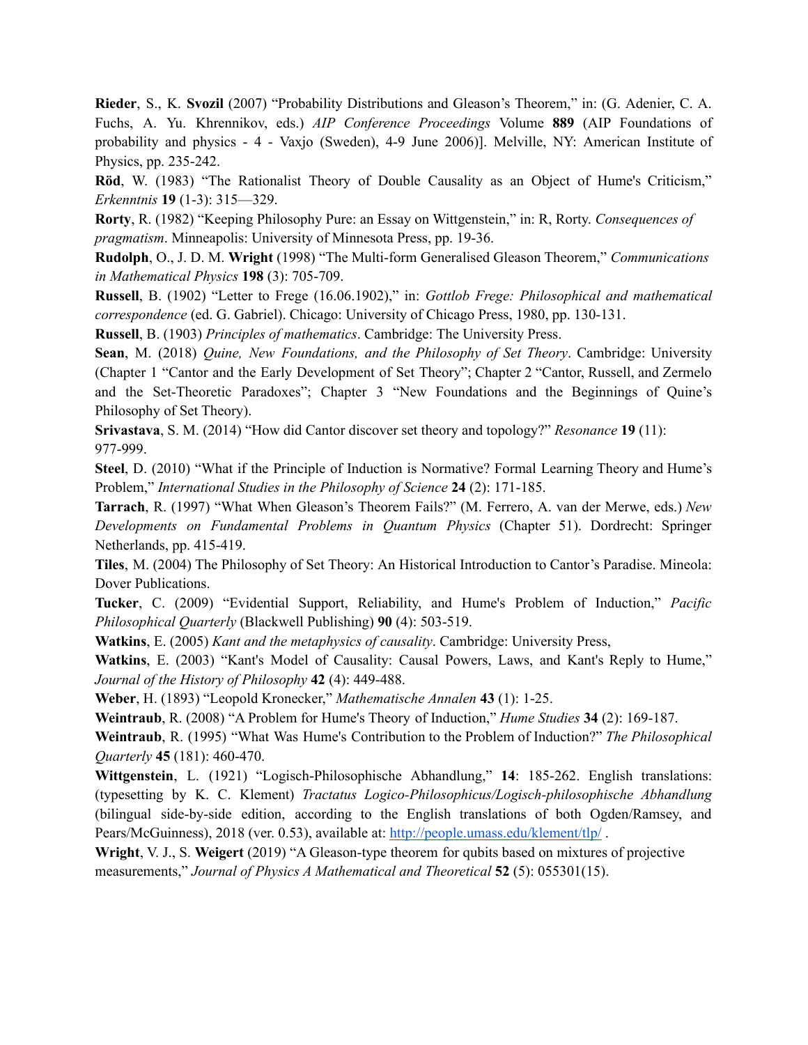**Rieder**, S., K. **Svozil** (2007) "Probability Distributions and Gleason's Theorem," in: (G. Adenier, C. A. Fuchs, A. Yu. Khrennikov, eds.) *AIP Conference Proceedings* Volume **889** (AIP Foundations of probability and physics - 4 - Vaxjo (Sweden), 4-9 June 2006)]. Melville, NY: American Institute of Physics, pp. 235-242.

**Röd**, W. (1983) "The Rationalist Theory of Double Causality as an Object of Hume's Criticism," *Erkenntnis* **19** (1-3): 315—329.

**Rorty**, R. (1982) "Keeping Philosophy Pure: an Essay on Wittgenstein," in: R, Rorty. *Consequences of pragmatism*. Minneapolis: University of Minnesota Press, pp. 19-36.

**Rudolph**, O., J. D. M. **Wright** (1998) "The Multi-form Generalised Gleason Theorem," *Communications in Mathematical Physics* **198** (3): 705-709.

**Russell**, B. (1902) "Letter to Frege (16.06.1902)," in: *Gottlob Frege: Philosophical and mathematical correspondence* (ed. G. Gabriel). Chicago: University of Chicago Press, 1980, pp. 130-131.

**Russell**, B. (1903) *Principles of mathematics*. Cambridge: The University Press.

**Sean**, M. (2018) *Quine, New Foundations, and the Philosophy of Set Theory*. Cambridge: University (Chapter 1 "Cantor and the Early Development of Set Theory"; Chapter 2 "Cantor, Russell, and Zermelo and the Set-Theoretic Paradoxes"; Chapter 3 "New Foundations and the Beginnings of Quine's Philosophy of Set Theory).

**Srivastava**, S. M. (2014) "How did Cantor discover set theory and topology?" *Resonance* **19** (11): 977-999.

**Steel**, D. (2010) "What if the Principle of Induction is Normative? Formal Learning Theory and Hume's Problem," *International Studies in the Philosophy of Science* **24** (2): 171-185.

**Tarrach**, R. (1997) "What When Gleason's Theorem Fails?" (M. Ferrero, A. van der Merwe, eds.) *New Developments on Fundamental Problems in Quantum Physics* (Chapter 51). Dordrecht: Springer Netherlands, pp. 415-419.

**Tiles**, M. (2004) The Philosophy of Set Theory: An Historical Introduction to Cantor's Paradise. Mineola: Dover Publications.

**Tucker**, C. (2009) "Evidential Support, Reliability, and Hume's Problem of Induction," *Pacific Philosophical Quarterly* (Blackwell Publishing) **90** (4): 503-519.

**Watkins**, E. (2005) *Kant and the metaphysics of causality*. Cambridge: University Press,

**Watkins**, E. (2003) "Kant's Model of Causality: Causal Powers, Laws, and Kant's Reply to Hume," *Journal of the History of Philosophy* **42** (4): 449-488.

**Weber**, H. (1893) "Leopold Kronecker," *Mathematische Annalen* **43** (1): 1-25.

**Weintraub**, R. (2008) "A Problem for Hume's Theory of Induction," *Hume Studies* **34** (2): 169-187.

**Weintraub**, R. (1995) "What Was Hume's Contribution to the Problem of Induction?" *The Philosophical Quarterly* **45** (181): 460-470.

**Wittgenstein**, L. (1921) "Logisch-Philosophische Abhandlung," **14**: 185-262. English translations: (typesetting by K. C. Klement) *Tractatus Logico-Philosophicus/Logisch-philosophische Abhandlung* (bilingual side-by-side edition, according to the English translations of both Ogden/Ramsey, and Pears/McGuinness), 2018 (ver. 0.53), available at: http://people.umass.edu/klement/tlp/ .

**Wright**, V. J., S. **Weigert** (2019) "A Gleason-type theorem for qubits based on mixtures of projective measurements," *Journal of Physics A Mathematical and Theoretical* **52** (5): 055301(15).